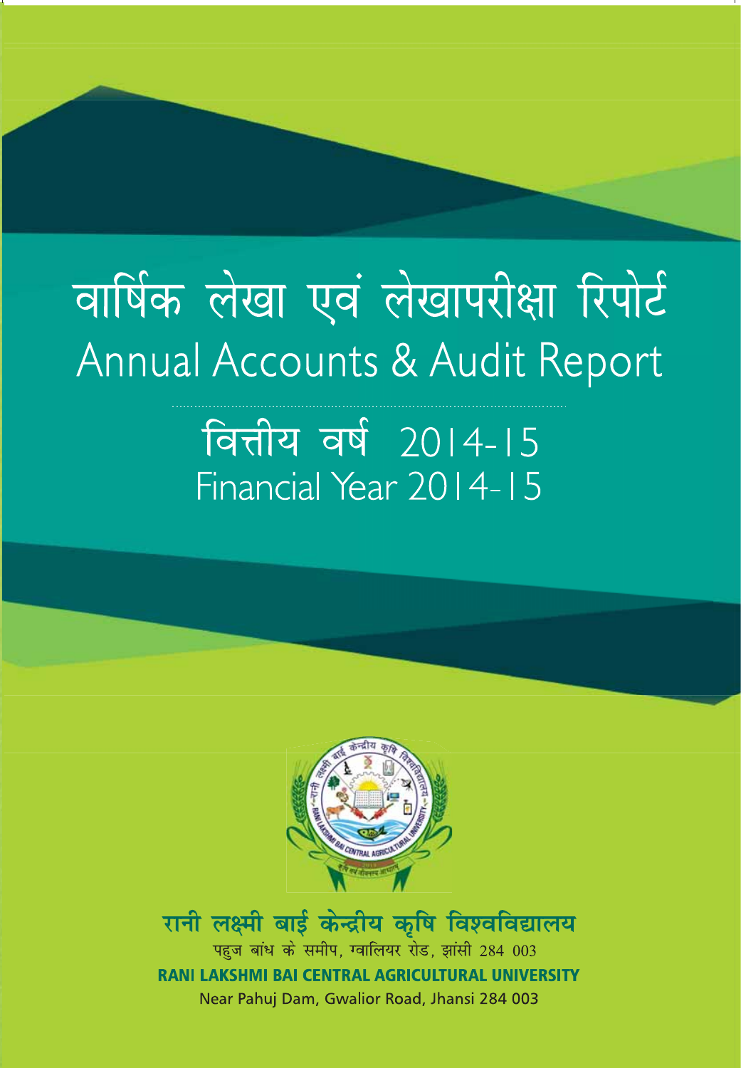# वार्षिक लेखा एवं लेखापरीक्षा रिपोर्ट
# Annual Accounts & Audit Report

## वित्तीय वर्ष 2014-15
## Financial Year 2014-15

**रानी लक्ष्मी बाई केन्द्रीय कृषि विश्वविद्यालय**

पहुज बांध के समीप, ग्वालियर रोड, झांसी 284 003

**RANI LAKSHMI BAI CENTRAL AGRICULTURAL UNIVERSITY**

Near Pahuj Dam, Gwalior Road, Jhansi 284 003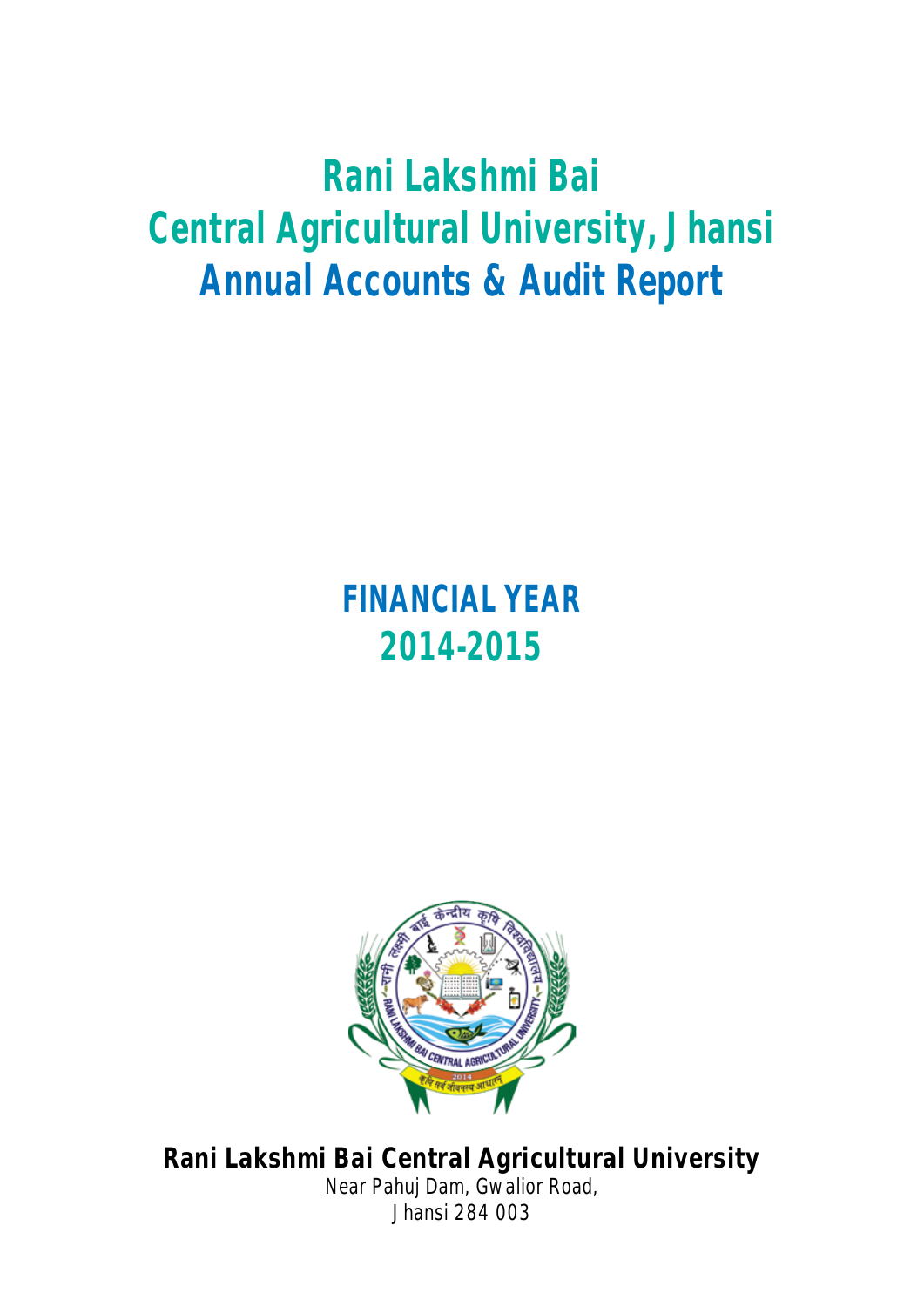# Rani Lakshmi Bai
# Central Agricultural University, Jhansi
# Annual Accounts & Audit Report

## FINANCIAL YEAR
## 2014-2015

**Rani Lakshmi Bai Central Agricultural University**

Near Pahuj Dam, Gwalior Road,

Jhansi 284 003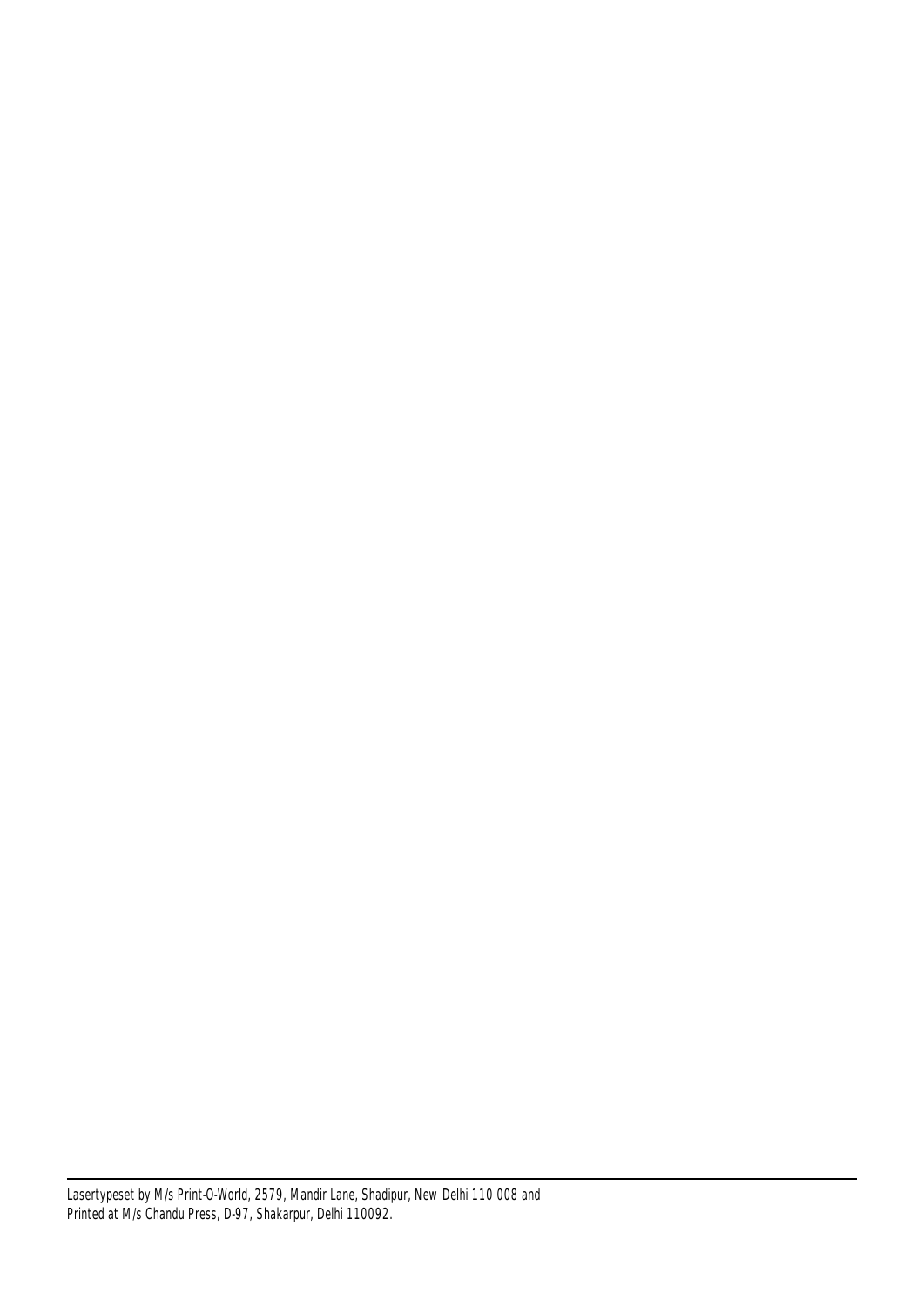Lasertypeset by M/s Print-O-World, 2579, Mandir Lane, Shadipur, New Delhi 110 008 and
Printed at M/s Chandu Press, D-97, Shakarpur, Delhi 110092.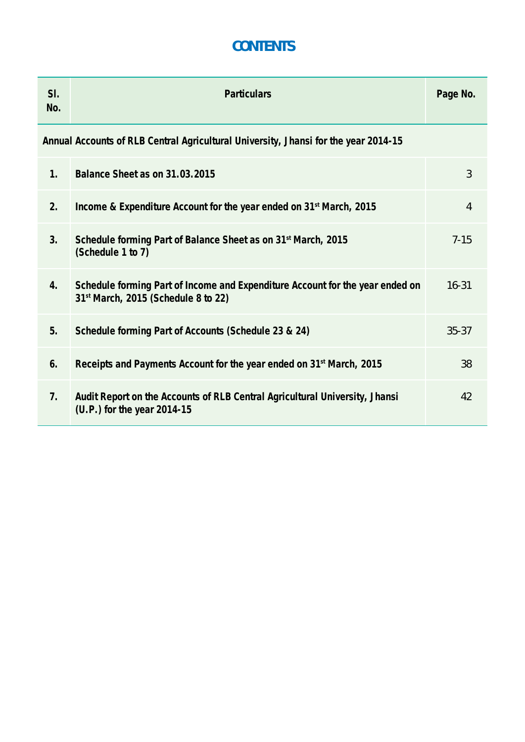# CONTENTS

| Sl. No. | Particulars | Page No. |
|---|---|---|
| **Annual Accounts of RLB Central Agricultural University, Jhansi for the year 2014-15** | | |
| **1.** | **Balance Sheet as on 31.03.2015** | 3 |
| **2.** | **Income & Expenditure Account for the year ended on 31st March, 2015** | 4 |
| **3.** | **Schedule forming Part of Balance Sheet as on 31st March, 2015 (Schedule 1 to 7)** | 7-15 |
| **4.** | **Schedule forming Part of Income and Expenditure Account for the year ended on 31st March, 2015 (Schedule 8 to 22)** | 16-31 |
| **5.** | **Schedule forming Part of Accounts (Schedule 23 & 24)** | 35-37 |
| **6.** | **Receipts and Payments Account for the year ended on 31st March, 2015** | 38 |
| **7.** | **Audit Report on the Accounts of RLB Central Agricultural University, Jhansi (U.P.) for the year 2014-15** | 42 |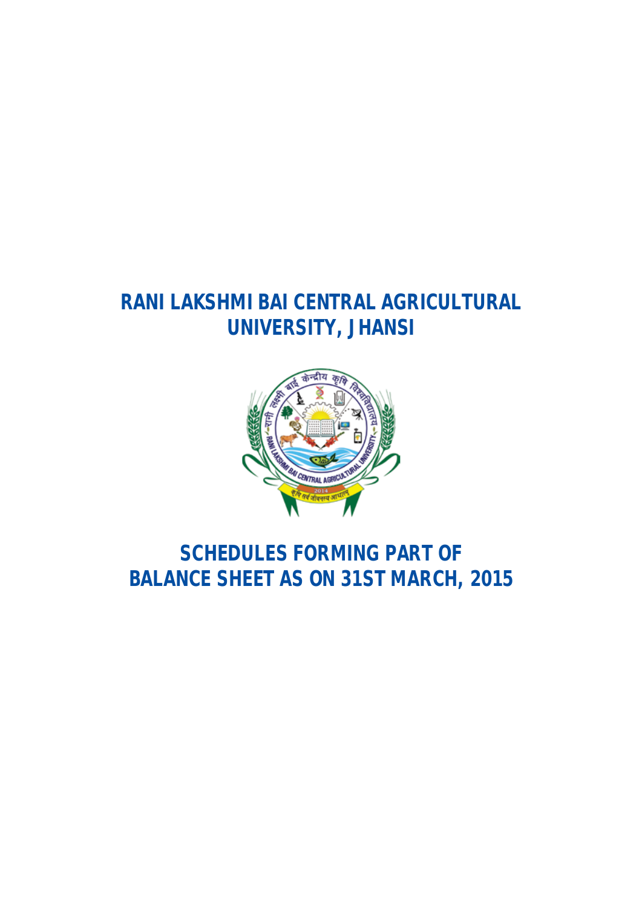# RANI LAKSHMI BAI CENTRAL AGRICULTURAL UNIVERSITY, JHANSI

# SCHEDULES FORMING PART OF BALANCE SHEET AS ON 31ST MARCH, 2015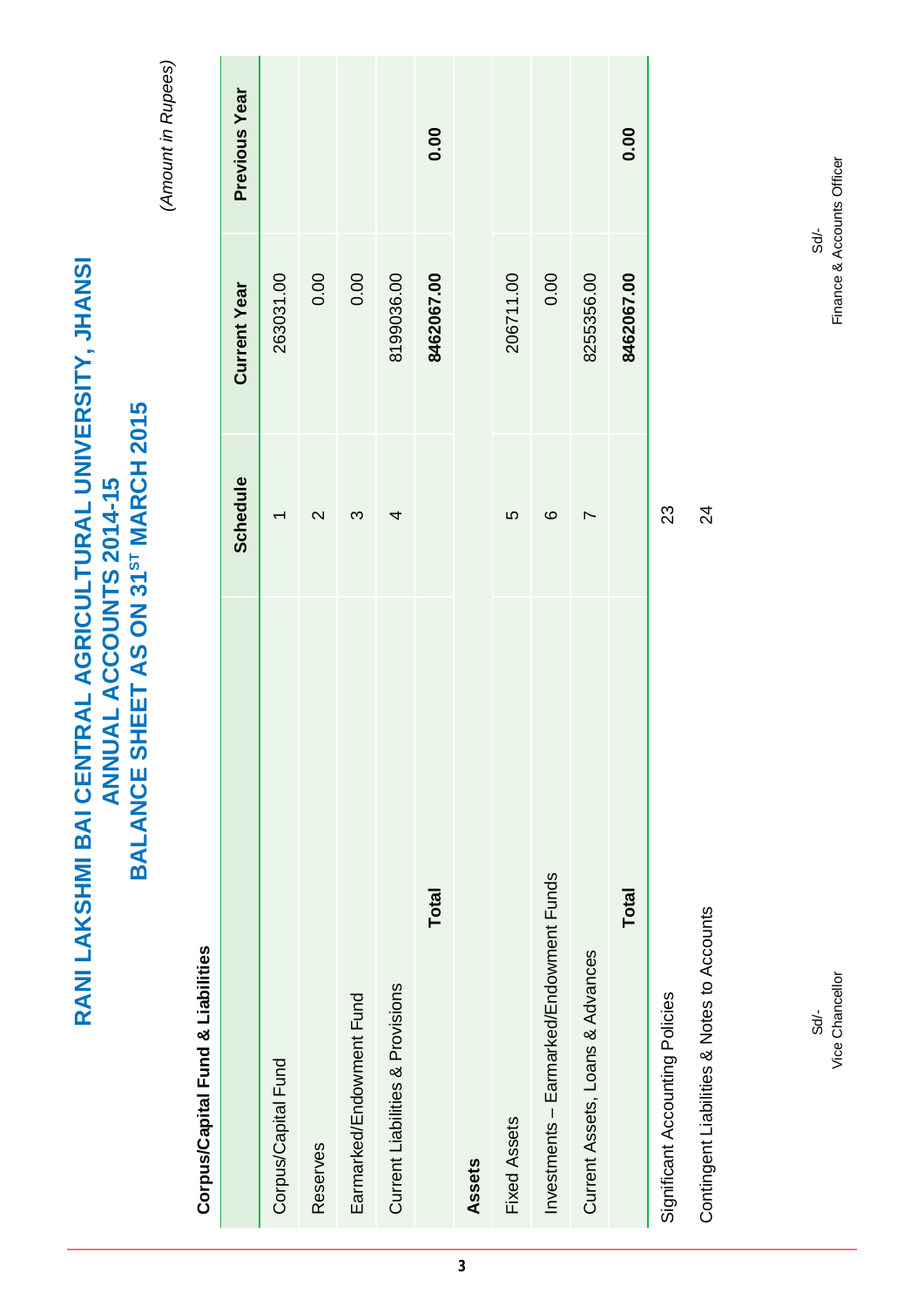# RANI LAKSHMI BAI CENTRAL AGRICULTURAL UNIVERSITY, JHANSI
## ANNUAL ACCOUNTS 2014-15
## BALANCE SHEET AS ON 31ST MARCH 2015

*(Amount in Rupees)*

**Corpus/Capital Fund & Liabilities**

| | Schedule | Current Year | Previous Year |
|---|---|---|---|
| Corpus/Capital Fund | 1 | 263031.00 | |
| Reserves | 2 | 0.00 | |
| Earmarked/Endowment Fund | 3 | 0.00 | |
| Current Liabilities & Provisions | 4 | 8199036.00 | |
| **Total** | | **8462067.00** | **0.00** |
| **Assets** | | | |
| Fixed Assets | 5 | 206711.00 | |
| Investments – Earmarked/Endowment Funds | 6 | 0.00 | |
| Current Assets, Loans & Advances | 7 | 8255356.00 | |
| **Total** | | **8462067.00** | **0.00** |
| Significant Accounting Policies | 23 | | |
| Contingent Liabilities & Notes to Accounts | 24 | | |

Sd/-
Vice Chancellor

Sd/-
Finance & Accounts Officer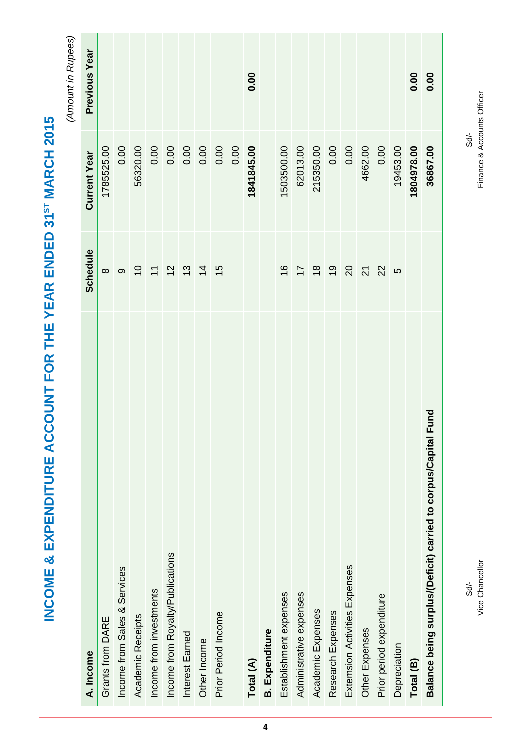# INCOME & EXPENDITURE ACCOUNT FOR THE YEAR ENDED 31ST MARCH 2015

*(Amount in Rupees)*

| A. Income | Schedule | Current Year | Previous Year |
|---|---|---|---|
| Grants from DARE | 8 | 1785525.00 | |
| Income from Sales & Services | 9 | 0.00 | |
| Academic Receipts | 10 | 56320.00 | |
| Income from investments | 11 | 0.00 | |
| Income from Royalty/Publications | 12 | 0.00 | |
| Interest Earned | 13 | 0.00 | |
| Other Income | 14 | 0.00 | |
| Prior Period Income | 15 | 0.00 | |
| | | 0.00 | |
| **Total (A)** | | **1841845.00** | **0.00** |
| **B. Expenditure** | | | |
| Establishment expenses | 16 | 1503500.00 | |
| Administrative expenses | 17 | 62013.00 | |
| Academic Expenses | 18 | 215350.00 | |
| Research Expenses | 19 | 0.00 | |
| Extension Activities Expenses | 20 | 0.00 | |
| Other Expenses | 21 | 4662.00 | |
| Prior period expenditure | 22 | 0.00 | |
| Depreciation | 5 | 19453.00 | |
| **Total (B)** | | **1804978.00** | **0.00** |
| **Balance being surplus/(Deficit) carried to corpus/Capital Fund** | | **36867.00** | **0.00** |

Sd/-
Vice Chancellor

Sd/-
Finance & Accounts Officer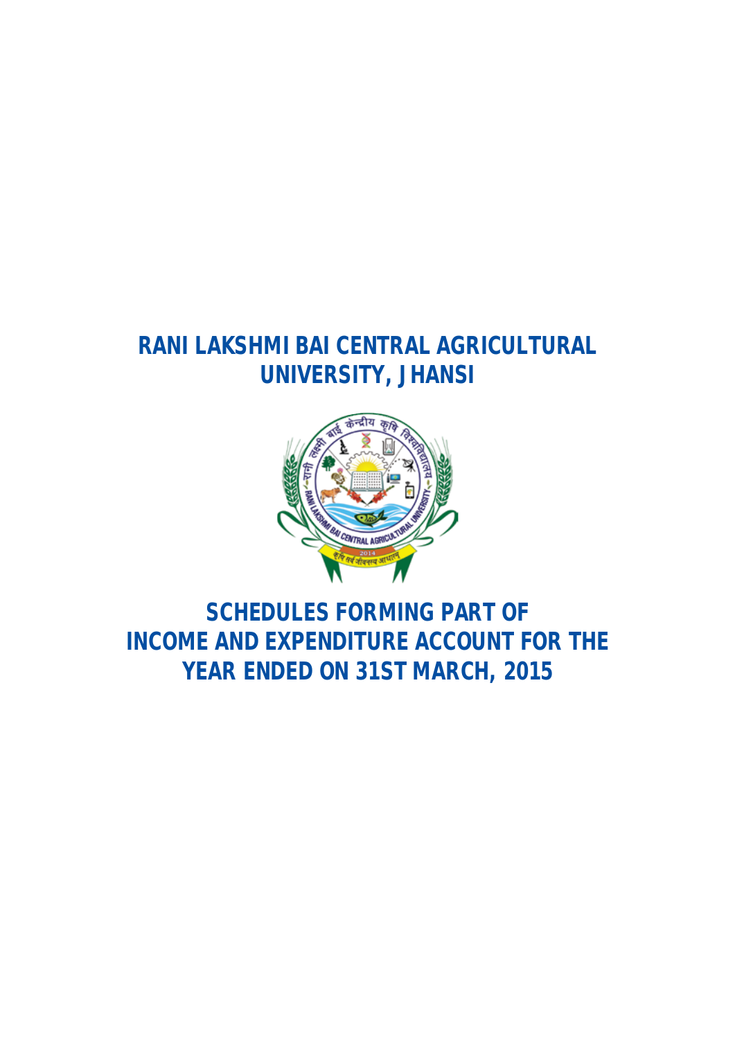# RANI LAKSHMI BAI CENTRAL AGRICULTURAL UNIVERSITY, JHANSI

# SCHEDULES FORMING PART OF INCOME AND EXPENDITURE ACCOUNT FOR THE YEAR ENDED ON 31ST MARCH, 2015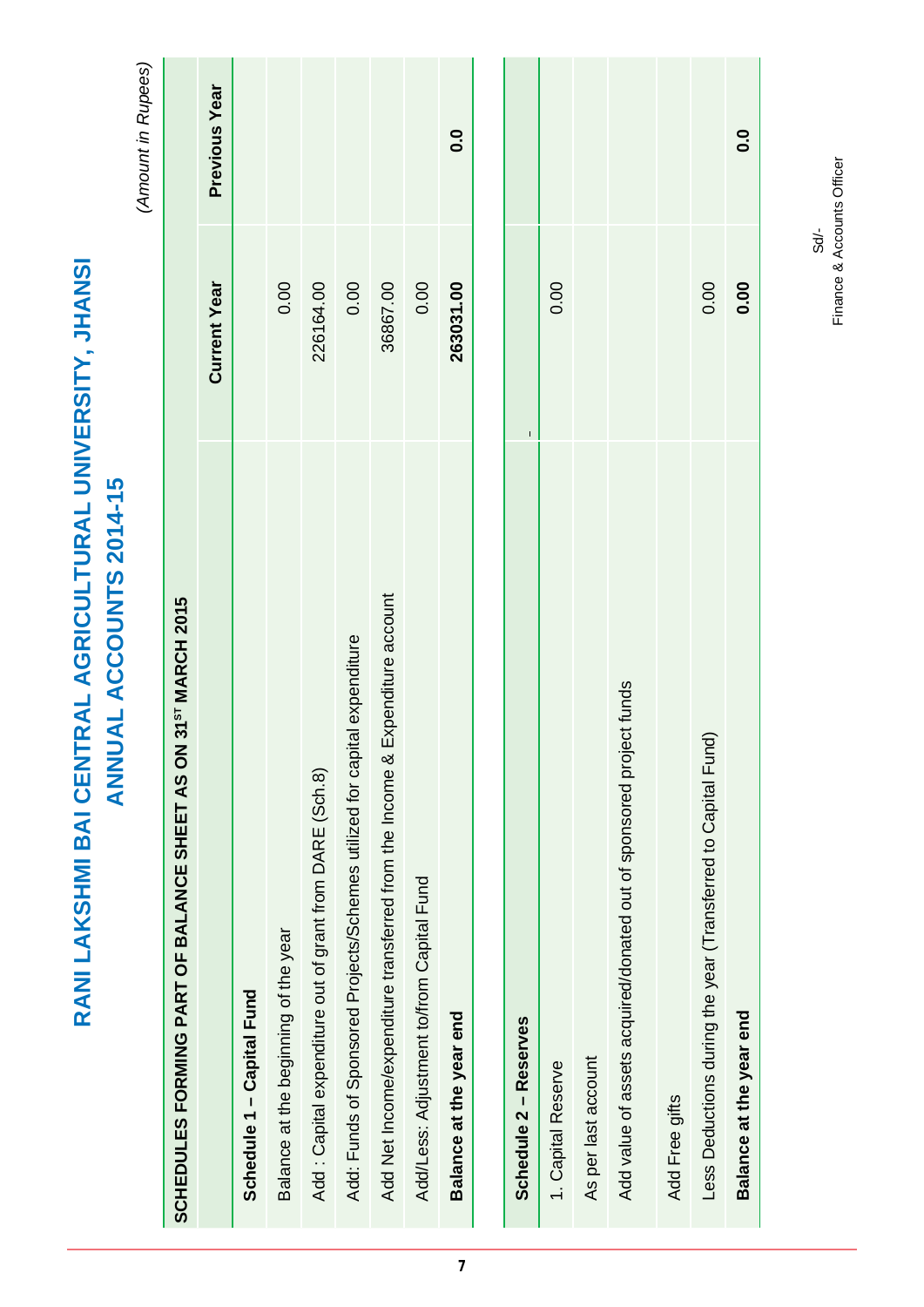# RANI LAKSHMI BAI CENTRAL AGRICULTURAL UNIVERSITY, JHANSI

## ANNUAL ACCOUNTS 2014-15

*(Amount in Rupees)*

| SCHEDULES FORMING PART OF BALANCE SHEET AS ON 31ST MARCH 2015 | | |
|---|---|---|
| | **Current Year** | **Previous Year** |
| **Schedule 1 – Capital Fund** | | |
| Balance at the beginning of the year | 0.00 | |
| Add : Capital expenditure out of grant from DARE (Sch.8) | 226164.00 | |
| Add: Funds of Sponsored Projects/Schemes utilized for capital expenditure | 0.00 | |
| Add Net Income/expenditure transferred from the Income & Expenditure account | 36867.00 | |
| Add/Less: Adjustment to/from Capital Fund | 0.00 | |
| **Balance at the year end** | **263031.00** | **0.0** |

| | | |
|---|---|---|
| **Schedule 2 – Reserves** | - | |
| 1. Capital Reserve | 0.00 | |
| As per last account | | |
| Add value of assets acquired/donated out of sponsored project funds | | |
| Add Free gifts | | |
| Less Deductions during the year (Transferred to Capital Fund) | 0.00 | |
| **Balance at the year end** | **0.00** | **0.0** |

Sd/-
Finance & Accounts Officer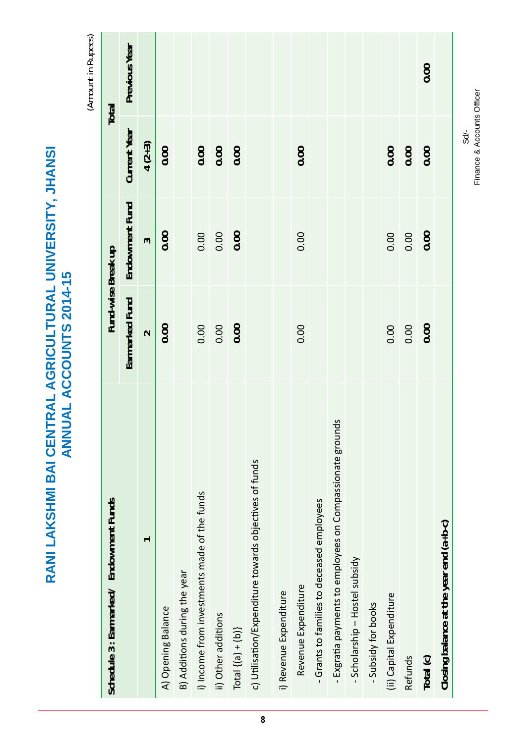# RANI LAKSHMI BAI CENTRAL AGRICULTURAL UNIVERSITY, JHANSI
## ANNUAL ACCOUNTS 2014-15

(Amount in Rupees)

| Schedule 3 : Earmarked/ Endowment Funds | Fund-wise Break up | | Total | |
|---|---|---|---|---|
| | Earmarked Fund | Endowment Fund | Current Year | Previous Year |
| 1 | 2 | 3 | 4 (2+3) | |
| A) Opening Balance | **0.00** | **0.00** | **0.00** | |
| B) Additions during the year | | | | |
| i) Income from investments made of the funds | 0.00 | 0.00 | **0.00** | |
| ii) Other additions | 0.00 | 0.00 | **0.00** | |
| Total {(a) + (b)} | **0.00** | **0.00** | **0.00** | |
| c) Utilisation/Expenditure towards objectives of funds | | | | |
| i) Revenue Expenditure | | | | |
| Revenue Expenditure | 0.00 | 0.00 | **0.00** | |
| - Grants to families to deceased employees | | | | |
| - Exgratia payments to employees on Compassionate grounds | | | | |
| - Scholarship – Hostel subsidy | | | | |
| - Subsidy for books | | | | |
| (ii) Capital Expenditure | 0.00 | 0.00 | **0.00** | |
| Refunds | 0.00 | 0.00 | **0.00** | |
| **Total (c)** | **0.00** | **0.00** | **0.00** | **0.00** |
| **Closing balance at the year end (a+b-c)** | | | | |

Sd/-
Finance & Accounts Officer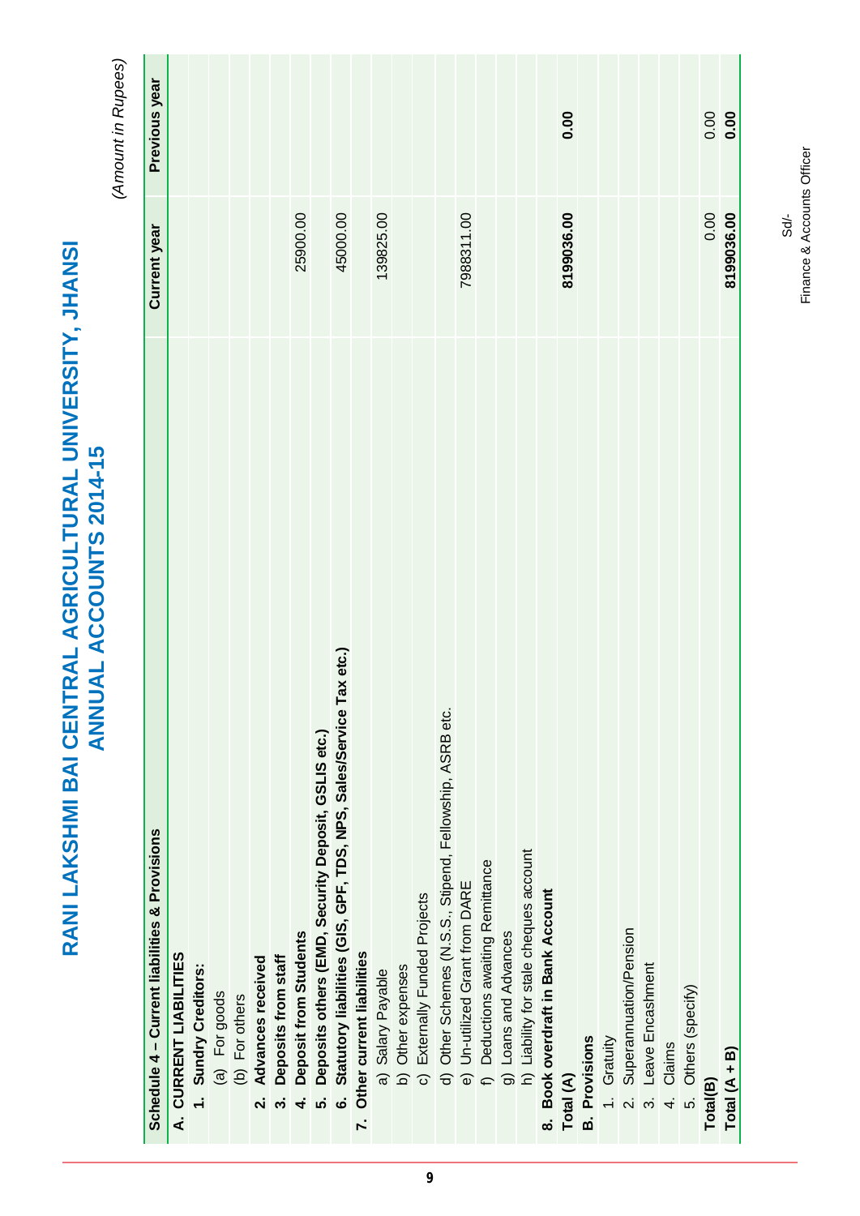# RANI LAKSHMI BAI CENTRAL AGRICULTURAL UNIVERSITY, JHANSI
## ANNUAL ACCOUNTS 2014-15

*(Amount in Rupees)*

| Schedule 4 – Current liabilities & Provisions | Current year | Previous year |
|---|---|---|
| **A. CURRENT LIABILITIES** | | |
| **1. Sundry Creditors:** | | |
| (a) For goods | | |
| (b) For others | | |
| **2. Advances received** | | |
| **3. Deposits from staff** | | |
| **4. Deposit from Students** | 25900.00 | |
| **5. Deposits others (EMD, Security Deposit, GSLIS etc.)** | | |
| **6. Statutory liabilities (GIS, GPF, TDS, NPS, Sales/Service Tax etc.)** | 45000.00 | |
| **7. Other current liabilities** | | |
| a) Salary Payable | 139825.00 | |
| b) Other expenses | | |
| c) Externally Funded Projects | | |
| d) Other Schemes (N.S.S., Stipend, Fellowship, ASRB etc. | | |
| e) Un-utilized Grant from DARE | 7988311.00 | |
| f) Deductions awaiting Remittance | | |
| g) Loans and Advances | | |
| h) Liability for stale cheques account | | |
| **8. Book overdraft in Bank Account** | | |
| **Total (A)** | **8199036.00** | **0.00** |
| **B. Provisions** | | |
| 1. Gratuity | | |
| 2. Superannuation/Pension | | |
| 3. Leave Encashment | | |
| 4. Claims | | |
| 5. Others (specify) | | |
| **Total(B)** | 0.00 | 0.00 |
| **Total (A + B)** | **8199036.00** | **0.00** |

Sd/-
Finance & Accounts Officer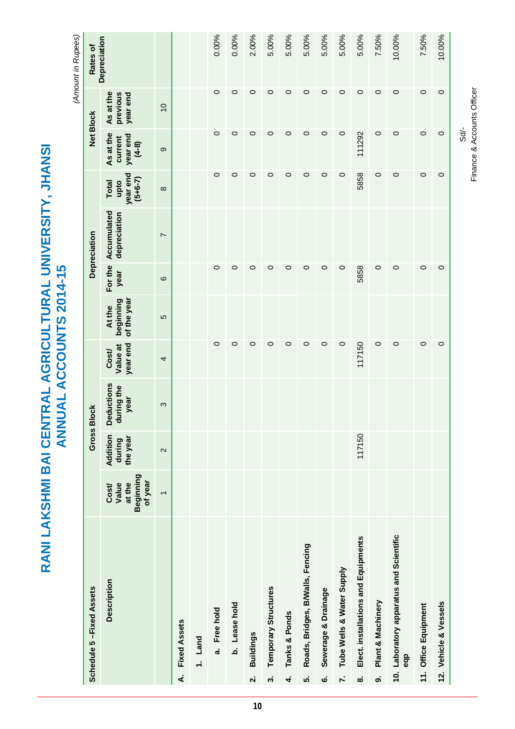# RANI LAKSHMI BAI CENTRAL AGRICULTURAL UNIVERSITY, JHANSI
## ANNUAL ACCOUNTS 2014-15

*(Amount in Rupees)*

| Schedule 5 –Fixed Assets | Gross Block | | | | Depreciation | | | | Net Block | | Rates of Depreciation |
|---|---|---|---|---|---|---|---|---|---|---|---|
| Description | Cost/ Value at the Beginning of year | Addition during the year | Deductions during the year | Cost/ Value at year end | At the beginning of the year | For the year | Accumulated depreciation | Total upto year end (5+6-7) | As at the current year end (4-8) | As at the previous year end | |
| | 1 | 2 | 3 | 4 | 5 | 6 | 7 | 8 | 9 | 10 | |
| **A. Fixed Assets** | | | | | | | | | | | |
| **1. Land** | | | | | | | | | | | |
| **a. Free hold** | | | | 0 | | 0 | | 0 | 0 | 0 | 0.00% |
| **b. Lease hold** | | | | 0 | | 0 | | 0 | 0 | 0 | 0.00% |
| **2. Buildings** | | | | 0 | | 0 | | 0 | 0 | 0 | 2.00% |
| **3. Temporary Structures** | | | | 0 | | 0 | | 0 | 0 | 0 | 5.00% |
| **4. Tanks & Ponds** | | | | 0 | | 0 | | 0 | 0 | 0 | 5.00% |
| **5. Roads, Bridges, B/Walls, Fencing** | | | | 0 | | 0 | | 0 | 0 | 0 | 5.00% |
| **6. Sewerage & Drainage** | | | | 0 | | 0 | | 0 | 0 | 0 | 5.00% |
| **7. Tube Wells & Water Supply** | | | | 0 | | 0 | | 0 | 0 | 0 | 5.00% |
| **8. Elect. installations and Equipments** | | 117150 | | 117150 | | 5858 | | 5858 | 111292 | 0 | 5.00% |
| **9. Plant & Machinery** | | | | 0 | | 0 | | 0 | 0 | 0 | 7.50% |
| **10. Laboratory apparatus and Scientific eqp** | | | | 0 | | 0 | | 0 | 0 | 0 | 10.00% |
| **11. Office Equipment** | | | | 0 | | 0 | | 0 | 0 | 0 | 7.50% |
| **12. Vehicle & Vessels** | | | | 0 | | 0 | | 0 | 0 | 0 | 10.00% |

Sd/-
Finance & Accounts Officer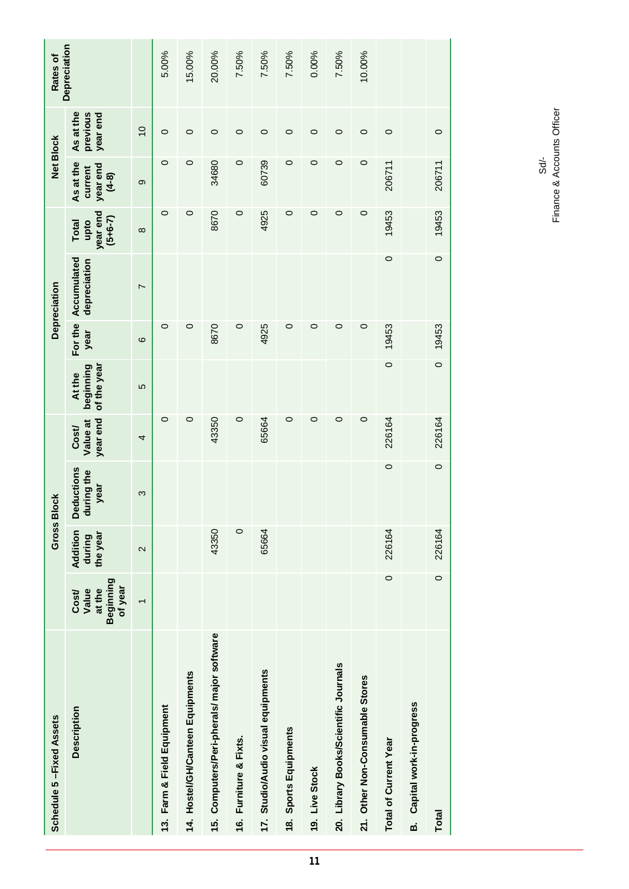## Schedule 5 –Fixed Assets

| Description | Gross Block | | | | Depreciation | | | | Net Block | | Rates of Depreciation |
|---|---|---|---|---|---|---|---|---|---|---|---|
| | Cost/ Value at the Beginning of year | Addition during the year | Deductions during the year | Cost/ Value at year end | At the beginning of the year | For the year | Accumulated depreciation | Total upto year end (5+6-7) | As at the current year end (4-8) | As at the previous year end | |
| | 1 | 2 | 3 | 4 | 5 | 6 | 7 | 8 | 9 | 10 | |
| 13. Farm & Field Equipment | | | | 0 | | 0 | | 0 | 0 | 0 | 5.00% |
| 14. Hostel/GH/Canteen Equipments | | | | 0 | | 0 | | 0 | 0 | 0 | 15.00% |
| 15. Computers/Peri-pherals/ major software | | 43350 | | 43350 | | 8670 | | 8670 | 34680 | 0 | 20.00% |
| 16. Furniture & Fixts. | | 0 | | 0 | | 0 | | 0 | 0 | 0 | 7.50% |
| 17. Studio/Audio visual equipments | | 65664 | | 65664 | | 4925 | | 4925 | 60739 | 0 | 7.50% |
| 18. Sports Equipments | | | | 0 | | 0 | | 0 | 0 | 0 | 7.50% |
| 19. Live Stock | | | | 0 | | 0 | | 0 | 0 | 0 | 0.00% |
| 20. Library Books/Scientific Journals | | | | 0 | | 0 | | 0 | 0 | 0 | 7.50% |
| 21. Other Non-Consumable Stores | | | | 0 | | 0 | | 0 | 0 | 0 | 10.00% |
| Total of Current Year | 0 | 226164 | 0 | 226164 | 0 | 19453 | 0 | 19453 | 206711 | 0 | |
| B. Capital work-in-progress | | | | | | | | | | | |
| Total | 0 | 226164 | 0 | 226164 | 0 | 19453 | 0 | 19453 | 206711 | 0 | |

Sd/-
Finance & Accounts Officer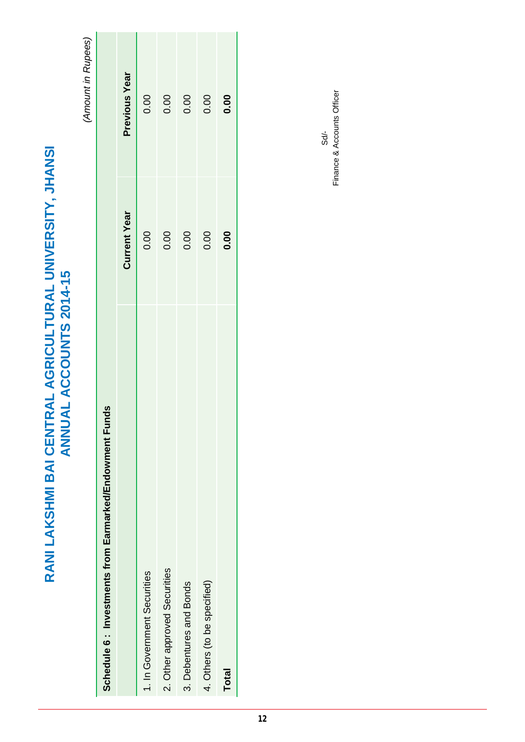# RANI LAKSHMI BAI CENTRAL AGRICULTURAL UNIVERSITY, JHANSI
## ANNUAL ACCOUNTS 2014-15

*(Amount in Rupees)*

| Schedule 6 : Investments from Earmarked/Endowment Funds | | |
|---|---|---|
| | **Current Year** | **Previous Year** |
| 1. In Government Securities | 0.00 | 0.00 |
| 2. Other approved Securities | 0.00 | 0.00 |
| 3. Debentures and Bonds | 0.00 | 0.00 |
| 4. Others (to be specified) | 0.00 | 0.00 |
| **Total** | **0.00** | **0.00** |

Sd/-
Finance & Accounts Officer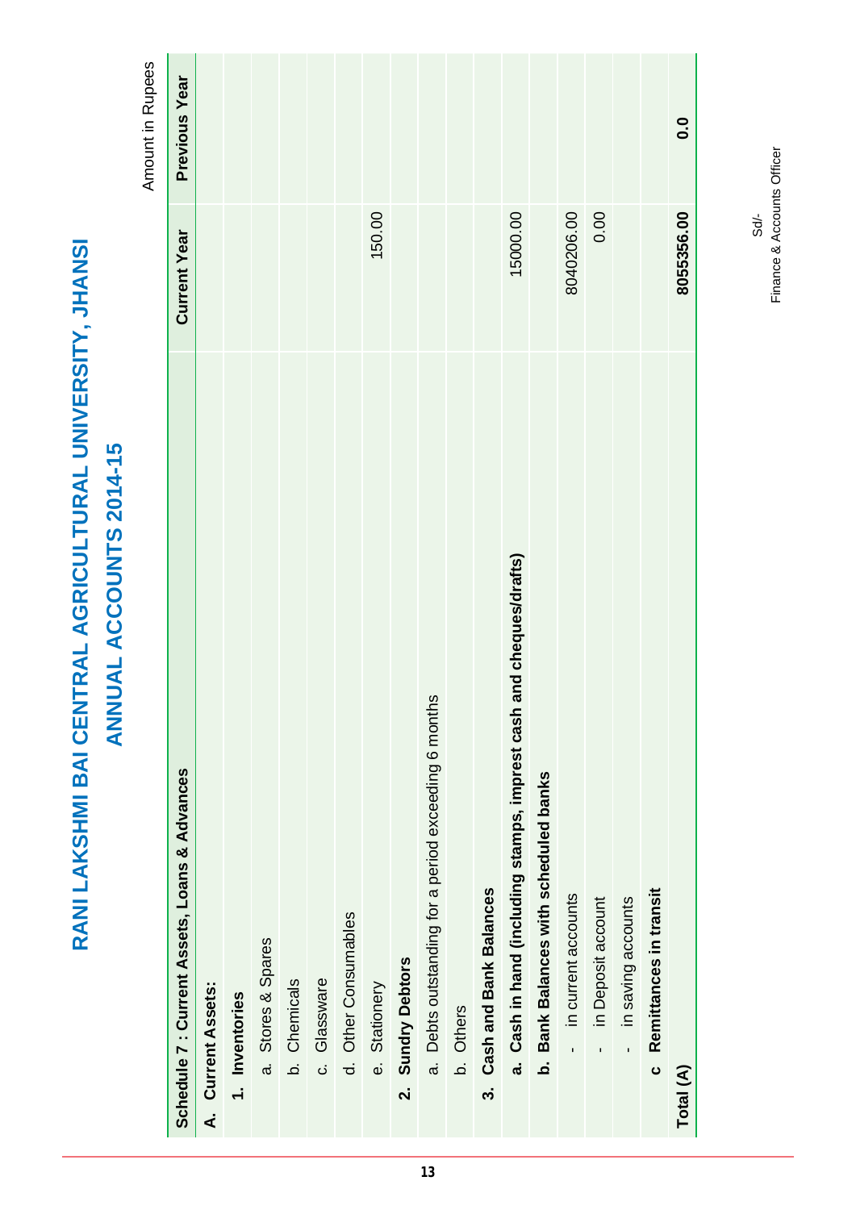# RANI LAKSHMI BAI CENTRAL AGRICULTURAL UNIVERSITY, JHANSI

## ANNUAL ACCOUNTS 2014-15

Amount in Rupees

| Schedule 7 : Current Assets, Loans & Advances | Current Year | Previous Year |
|---|---|---|
| **A. Current Assets:** | | |
| **1. Inventories** | | |
| a. Stores & Spares | | |
| b. Chemicals | | |
| c. Glassware | | |
| d. Other Consumables | | |
| e. Stationery | 150.00 | |
| **2. Sundry Debtors** | | |
| a. Debts outstanding for a period exceeding 6 months | | |
| b. Others | | |
| **3. Cash and Bank Balances** | | |
| **a. Cash in hand (including stamps, imprest cash and cheques/drafts)** | 15000.00 | |
| **b. Bank Balances with scheduled banks** | | |
| - in current accounts | 8040206.00 | |
| - in Deposit account | 0.00 | |
| - in saving accounts | | |
| **c Remittances in transit** | | |
| **Total (A)** | **8055356.00** | **0.0** |

Sd/-
Finance & Accounts Officer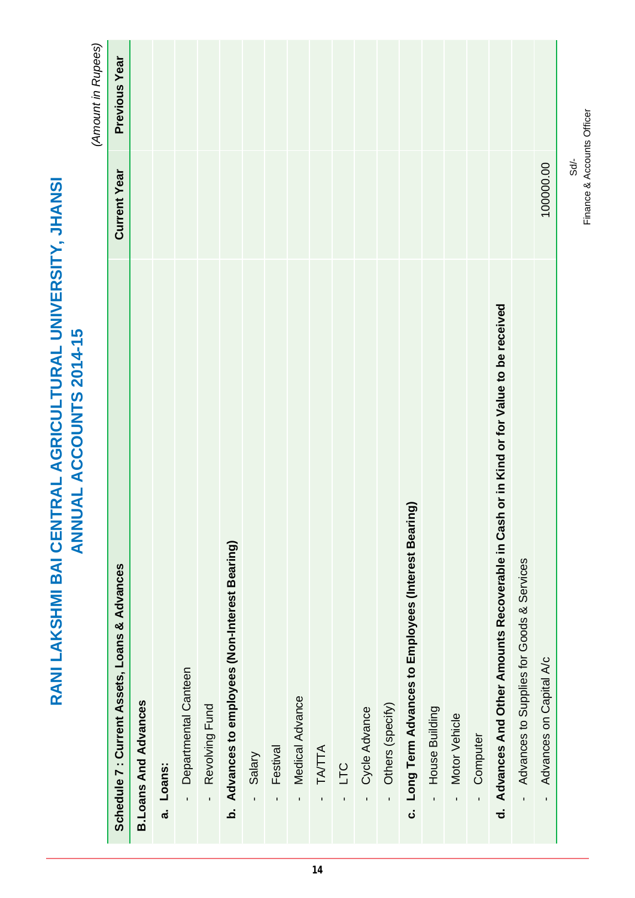# RANI LAKSHMI BAI CENTRAL AGRICULTURAL UNIVERSITY, JHANSI

## ANNUAL ACCOUNTS 2014-15

*(Amount in Rupees)*

| Schedule 7 : Current Assets, Loans & Advances | Current Year | Previous Year |
|---|---|---|
| **B.Loans And Advances** | | |
| **a. Loans:** | | |
| - Departmental Canteen | | |
| - Revolving Fund | | |
| **b. Advances to employees (Non-Interest Bearing)** | | |
| - Salary | | |
| - Festival | | |
| - Medical Advance | | |
| - TA/TTA | | |
| - LTC | | |
| - Cycle Advance | | |
| - Others (specify) | | |
| **c. Long Term Advances to Employees (Interest Bearing)** | | |
| - House Building | | |
| - Motor Vehicle | | |
| - Computer | | |
| **d. Advances And Other Amounts Recoverable in Cash or in Kind or for Value to be received** | | |
| - Advances to Supplies for Goods & Services | | |
| - Advances on Capital A/c | 100000.00 | |

Sd/-
Finance & Accounts Officer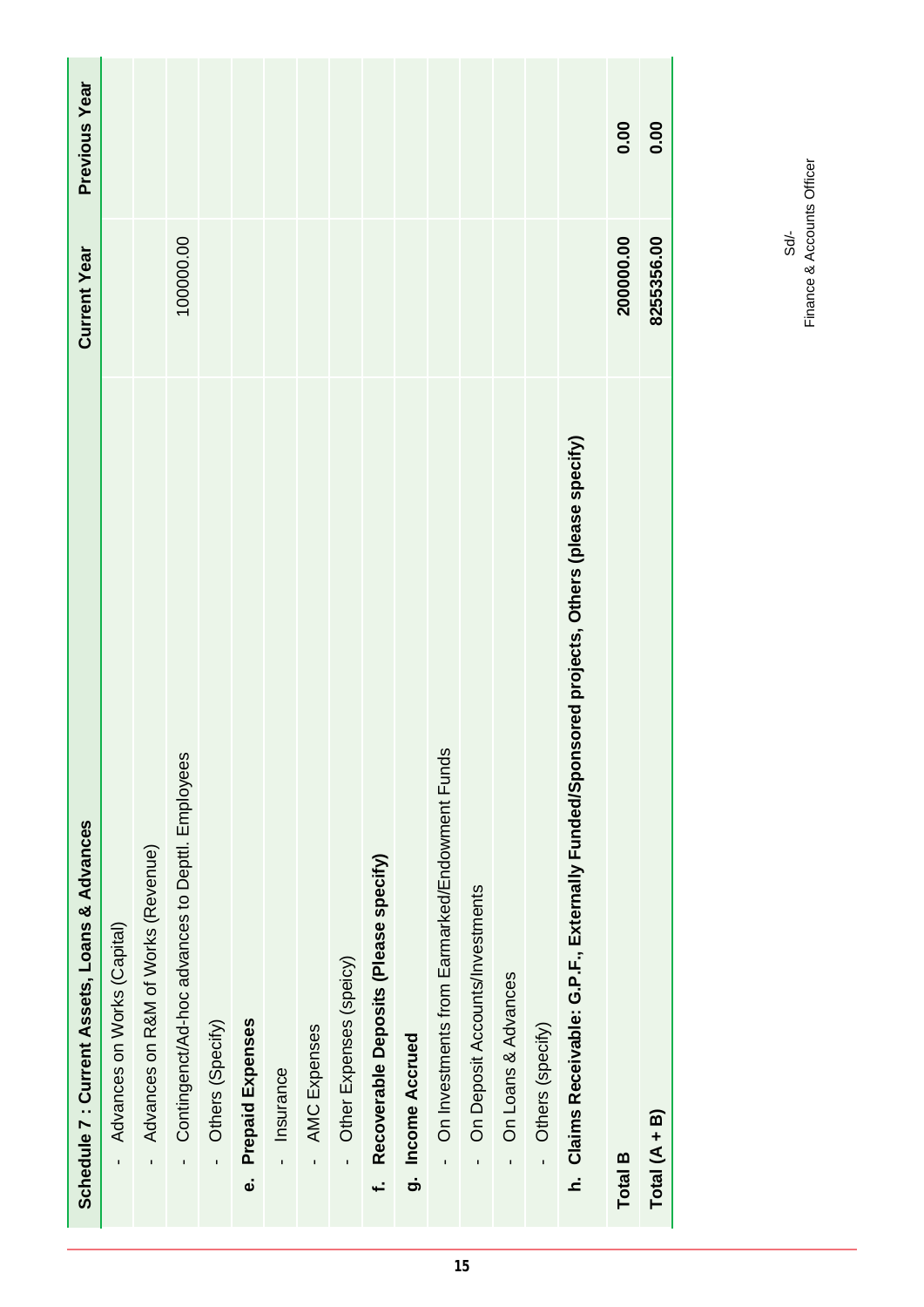| Schedule 7 : Current Assets, Loans & Advances | Current Year | Previous Year |
|---|---|---|
| - Advances on Works (Capital) | | |
| - Advances on R&M of Works (Revenue) | | |
| - Contingenct/Ad-hoc advances to Depttl. Employees | 100000.00 | |
| - Others (Specify) | | |
| **e. Prepaid Expenses** | | |
| - Insurance | | |
| - AMC Expenses | | |
| - Other Expenses (speicy) | | |
| **f. Recoverable Deposits (Please specify)** | | |
| **g. Income Accrued** | | |
| - On Investments from Earmarked/Endowment Funds | | |
| - On Deposit Accounts/Investments | | |
| - On Loans & Advances | | |
| - Others (specify) | | |
| **h. Claims Receivable: G.P.F., Externally Funded/Sponsored projects, Others (please specify)** | | |
| **Total B** | **200000.00** | **0.00** |
| **Total (A + B)** | **8255356.00** | **0.00** |

Sd/-
Finance & Accounts Officer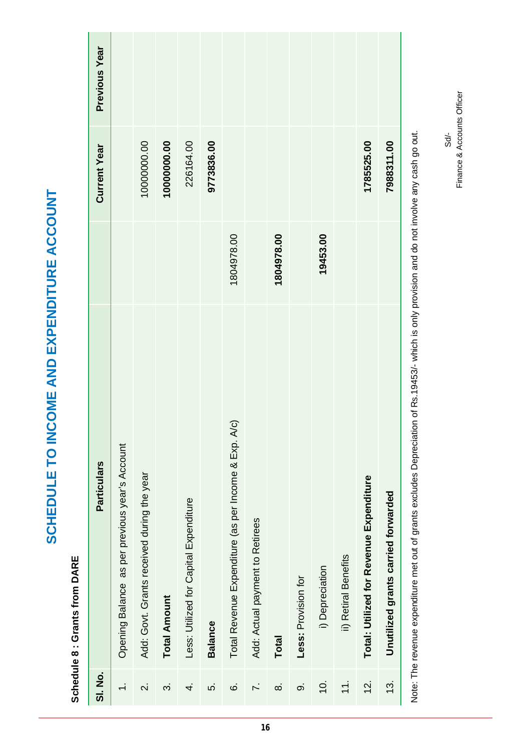# SCHEDULE TO INCOME AND EXPENDITURE ACCOUNT

**Schedule 8 : Grants from DARE**

| Sl. No. | Particulars | | Current Year | Previous Year |
|---|---|---|---|---|
| 1. | Opening Balance as per previous year's Account | | | |
| 2. | Add: Govt. Grants received during the year | | 10000000.00 | |
| 3. | **Total Amount** | | **10000000.00** | |
| 4. | Less: Utilized for Capital Expenditure | | 226164.00 | |
| 5. | **Balance** | | **9773836.00** | |
| 6. | Total Revenue Expenditure (as per Income & Exp. A/c) | 1804978.00 | | |
| 7. | Add: Actual payment to Retirees | | | |
| 8. | **Total** | **1804978.00** | | |
| 9. | **Less:** Provision for | | | |
| 10. | i) Depreciation | **19453.00** | | |
| 11. | ii) Retiral Benefits | | | |
| 12. | **Total: Utilized for Revenue Expenditure** | | **1785525.00** | |
| 13. | **Unutilized grants carried forwarded** | | **7988311.00** | |

Note: The revenue expenditure met out of grants excludes Depreciation of Rs.19453/- which is only provision and do not involve any cash go out.

Sd/-
Finance & Accounts Officer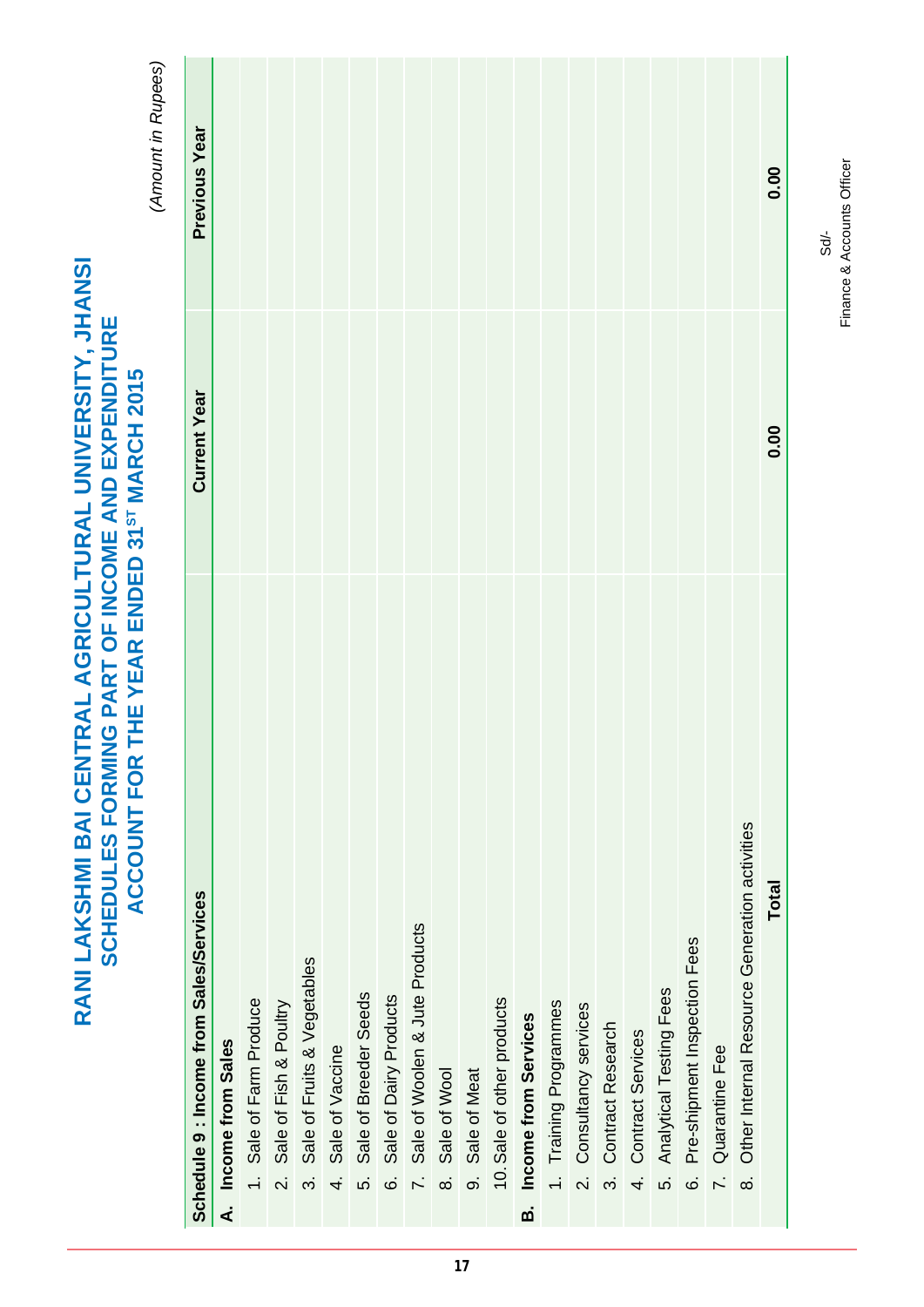# RANI LAKSHMI BAI CENTRAL AGRICULTURAL UNIVERSITY, JHANSI

## SCHEDULES FORMING PART OF INCOME AND EXPENDITURE ACCOUNT FOR THE YEAR ENDED 31[ST] MARCH 2015

*(Amount in Rupees)*

| Schedule 9 : Income from Sales/Services | Current Year | Previous Year |
|---|---|---|
| **A. Income from Sales** | | |
| 1. Sale of Farm Produce | | |
| 2. Sale of Fish & Poultry | | |
| 3. Sale of Fruits & Vegetables | | |
| 4. Sale of Vaccine | | |
| 5. Sale of Breeder Seeds | | |
| 6. Sale of Dairy Products | | |
| 7. Sale of Woolen & Jute Products | | |
| 8. Sale of Wool | | |
| 9. Sale of Meat | | |
| 10. Sale of other products | | |
| **B. Income from Services** | | |
| 1. Training Programmes | | |
| 2. Consultancy services | | |
| 3. Contract Research | | |
| 4. Contract Services | | |
| 5. Analytical Testing Fees | | |
| 6. Pre-shipment Inspection Fees | | |
| 7. Quarantine Fee | | |
| 8. Other Internal Resource Generation activities | | |
| **Total** | **0.00** | **0.00** |

Sd/-
Finance & Accounts Officer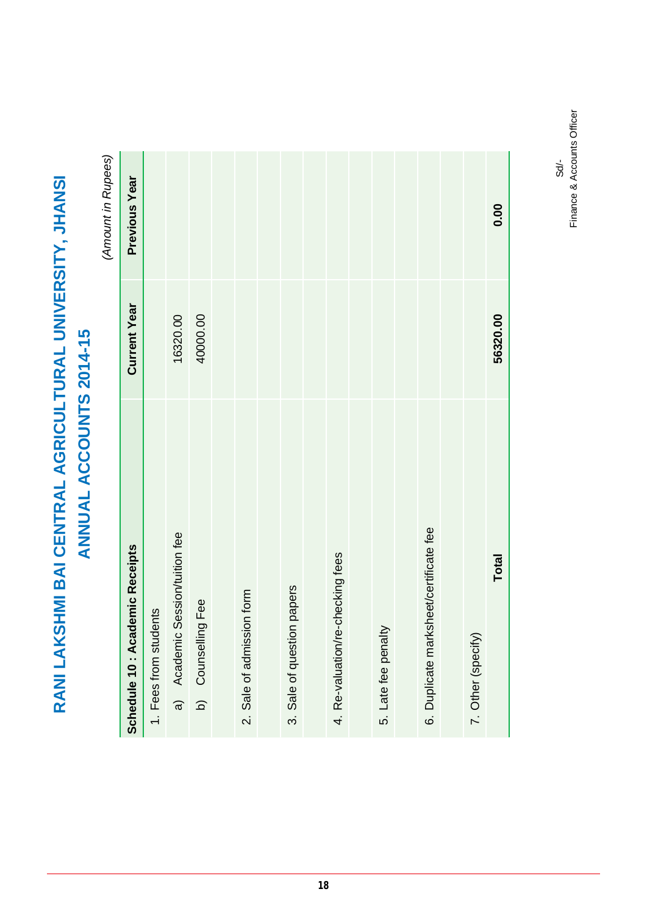# RANI LAKSHMI BAI CENTRAL AGRICULTURAL UNIVERSITY, JHANSI

## ANNUAL ACCOUNTS 2014-15

*(Amount in Rupees)*

| Schedule 10 : Academic Receipts | Current Year | Previous Year |
|---|---|---|
| 1. Fees from students | | |
| a) Academic Session/tuition fee | 16320.00 | |
| b) Counselling Fee | 40000.00 | |
| | | |
| 2. Sale of admission form | | |
| | | |
| 3. Sale of question papers | | |
| | | |
| 4. Re-valuation/re-checking fees | | |
| | | |
| 5. Late fee penalty | | |
| | | |
| 6. Duplicate marksheet/certificate fee | | |
| | | |
| 7. Other (specify) | | |
| **Total** | **56320.00** | **0.00** |

Sd/-
Finance & Accounts Officer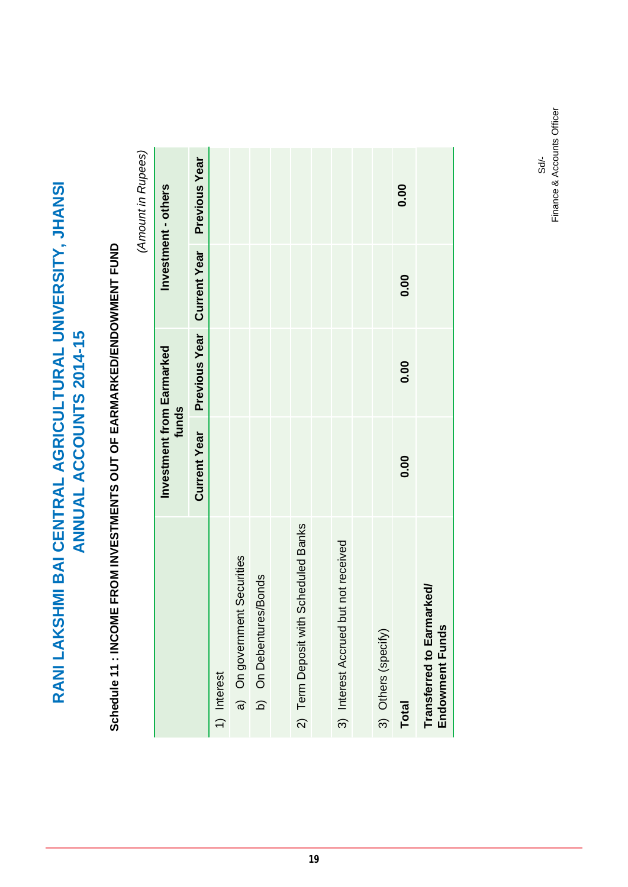# RANI LAKSHMI BAI CENTRAL AGRICULTURAL UNIVERSITY, JHANSI

## ANNUAL ACCOUNTS 2014-15

### Schedule 11 : INCOME FROM INVESTMENTS OUT OF EARMARKED/ENDOWMENT FUND

*(Amount in Rupees)*

| | Investment from Earmarked funds | | Investment - others | |
|---|---|---|---|---|
| | Current Year | Previous Year | Current Year | Previous Year |
| 1) Interest | | | | |
| a) On government Securities | | | | |
| b) On Debentures/Bonds | | | | |
| | | | | |
| 2) Term Deposit with Scheduled Banks | | | | |
| | | | | |
| 3) Interest Accrued but not received | | | | |
| | | | | |
| 3) Others (specify) | | | | |
| **Total** | 0.00 | 0.00 | 0.00 | 0.00 |
| **Transferred to Earmarked/ Endowment Funds** | | | | |

Sd/-
Finance & Accounts Officer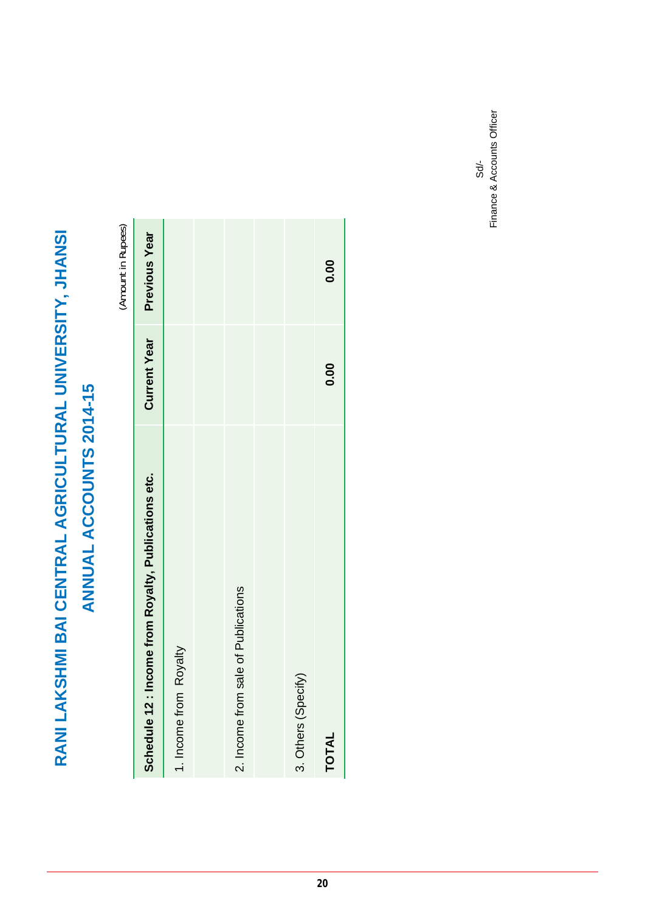# RANI LAKSHMI BAI CENTRAL AGRICULTURAL UNIVERSITY, JHANSI

## ANNUAL ACCOUNTS 2014-15

(Amount in Rupees)

| Schedule 12 : Income from Royalty, Publications etc. | Current Year | Previous Year |
|---|---|---|
| 1. Income from Royalty | | |
| | | |
| 2. Income from sale of Publications | | |
| | | |
| 3. Others (Specify) | | |
| **TOTAL** | **0.00** | **0.00** |

Sd/-
Finance & Accounts Officer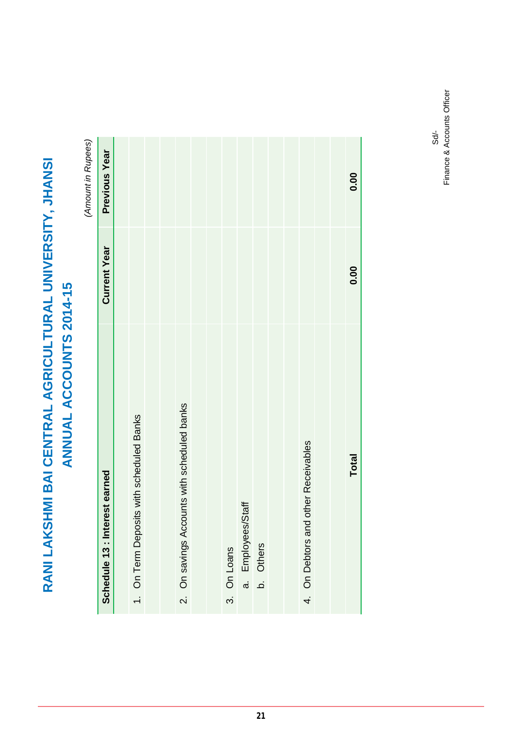# RANI LAKSHMI BAI CENTRAL AGRICULTURAL UNIVERSITY, JHANSI

## ANNUAL ACCOUNTS 2014-15

*(Amount in Rupees)*

| Schedule 13 : Interest earned | Current Year | Previous Year |
|---|---|---|
| 1. On Term Deposits with scheduled Banks | | |
| 2. On savings Accounts with scheduled banks | | |
| 3. On Loans | | |
| a. Employees/Staff | | |
| b. Others | | |
| 4. On Debtors and other Receivables | | |
| **Total** | **0.00** | **0.00** |

Sd/-
Finance & Accounts Officer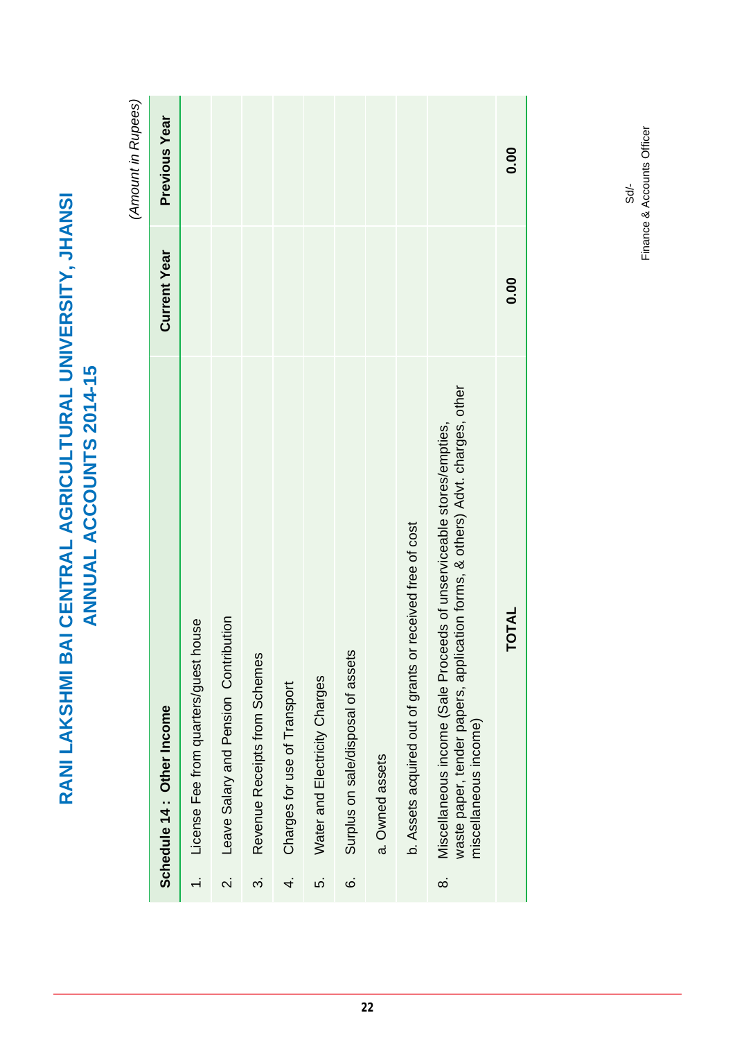# RANI LAKSHMI BAI CENTRAL AGRICULTURAL UNIVERSITY, JHANSI
## ANNUAL ACCOUNTS 2014-15

*(Amount in Rupees)*

| **Schedule 14 : Other Income** | | **Current Year** | **Previous Year** |
|---|---|---|---|
| 1. | License Fee from quarters/guest house | | |
| 2. | Leave Salary and Pension Contribution | | |
| 3. | Revenue Receipts from Schemes | | |
| 4. | Charges for use of Transport | | |
| 5. | Water and Electricity Charges | | |
| 6. | Surplus on sale/disposal of assets | | |
| | a. Owned assets | | |
| | b. Assets acquired out of grants or received free of cost | | |
| 8. | Miscellaneous income (Sale Proceeds of unserviceable stores/empties, waste paper, tender papers, application forms, & others) Advt. charges, other miscellaneous income) | | |
| | **TOTAL** | **0.00** | **0.00** |

Sd/-
Finance & Accounts Officer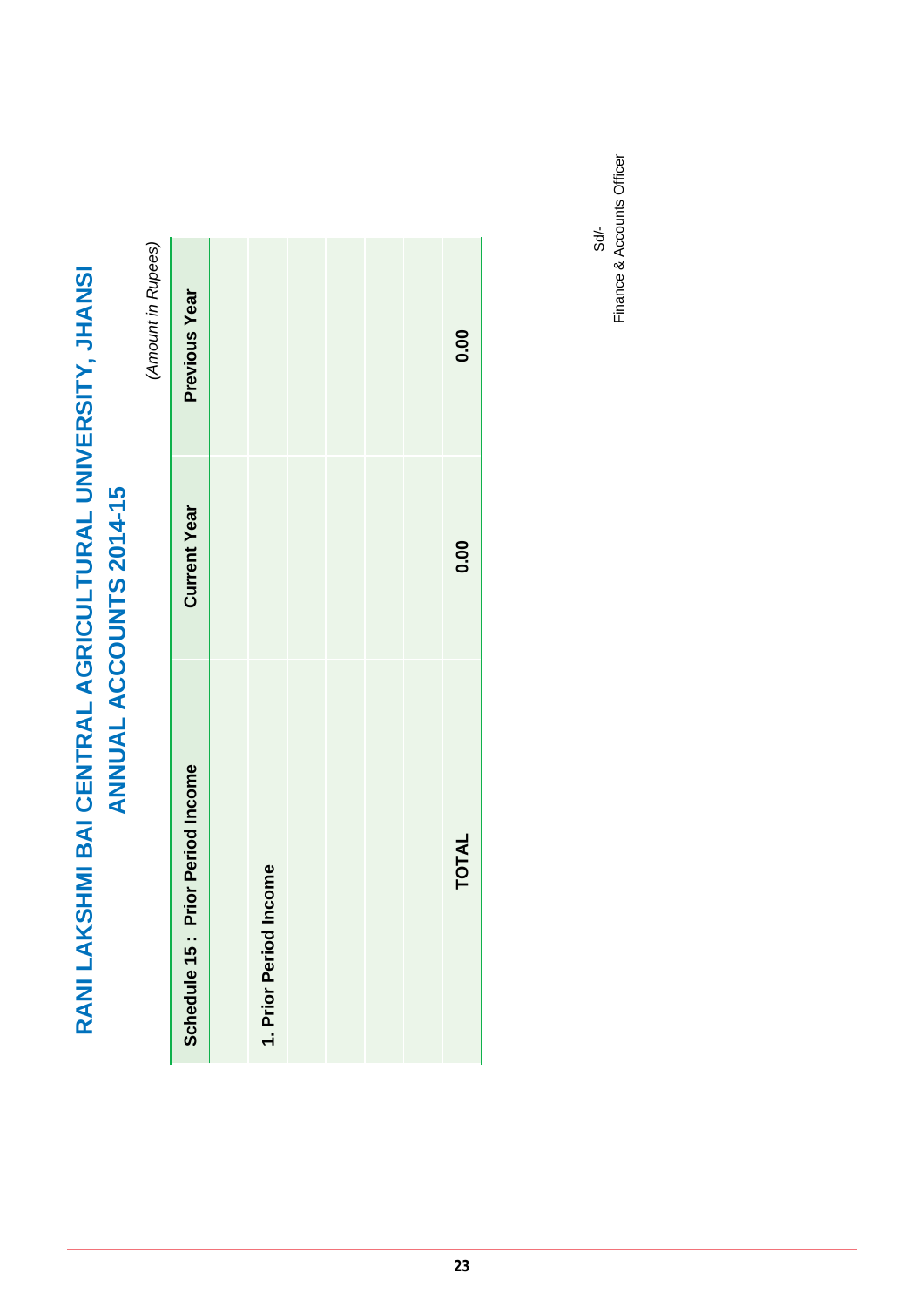# RANI LAKSHMI BAI CENTRAL AGRICULTURAL UNIVERSITY, JHANSI

## ANNUAL ACCOUNTS 2014-15

*(Amount in Rupees)*

| Schedule 15 : Prior Period Income | Current Year | Previous Year |
|---|---|---|
| | | |
| **1. Prior Period Income** | | |
| | | |
| | | |
| | | |
| **TOTAL** | **0.00** | **0.00** |

Sd/-
Finance & Accounts Officer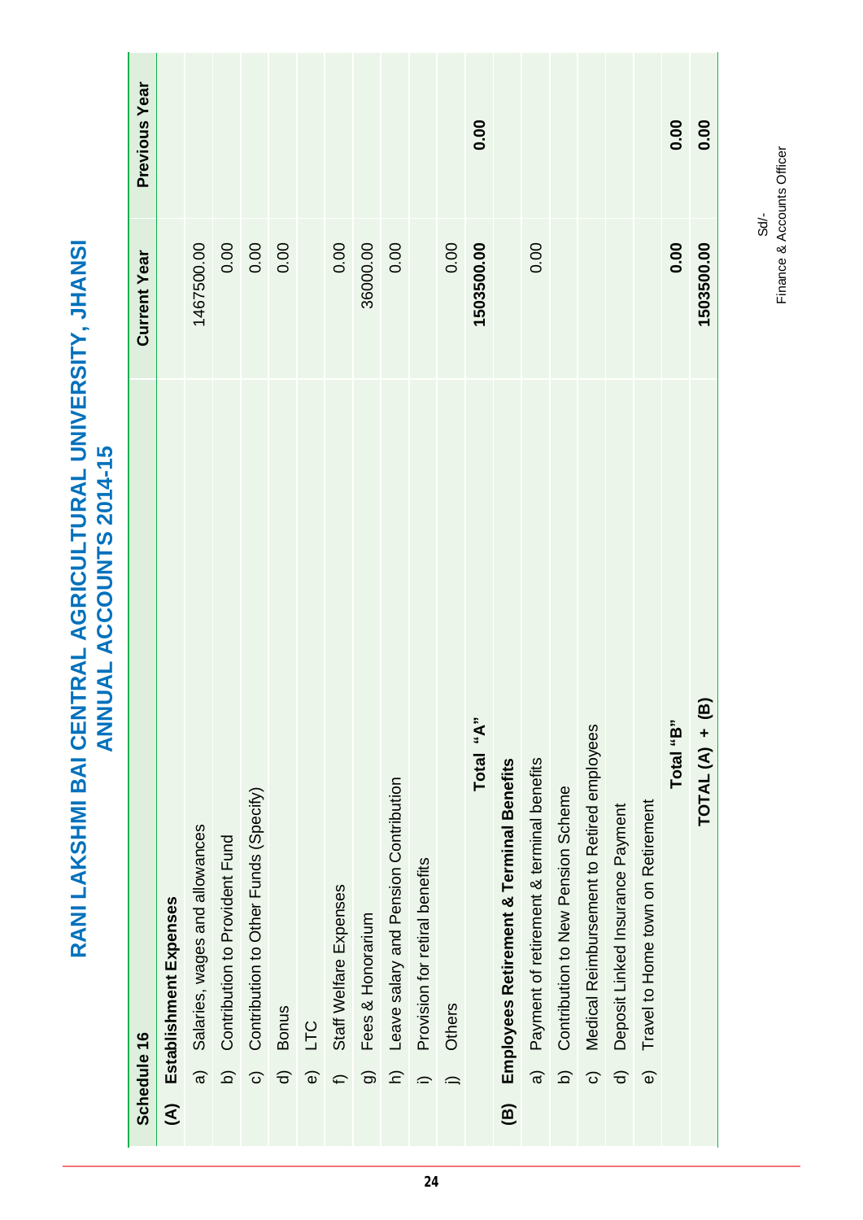# RANI LAKSHMI BAI CENTRAL AGRICULTURAL UNIVERSITY, JHANSI
## ANNUAL ACCOUNTS 2014-15

| Schedule 16 | | Current Year | Previous Year |
|---|---|---|---|
| **(A)** | **Establishment Expenses** | | |
| a) | Salaries, wages and allowances | 1467500.00 | |
| b) | Contribution to Provident Fund | 0.00 | |
| c) | Contribution to Other Funds (Specify) | 0.00 | |
| d) | Bonus | 0.00 | |
| e) | LTC | | |
| f) | Staff Welfare Expenses | 0.00 | |
| g) | Fees & Honorarium | 36000.00 | |
| h) | Leave salary and Pension Contribution | 0.00 | |
| i) | Provision for retiral benefits | | |
| j) | Others | 0.00 | |
| | **Total "A"** | **1503500.00** | **0.00** |
| **(B)** | **Employees Retirement & Terminal Benefits** | | |
| a) | Payment of retirement & terminal benefits | 0.00 | |
| b) | Contribution to New Pension Scheme | | |
| c) | Medical Reimbursement to Retired employees | | |
| d) | Deposit Linked Insurance Payment | | |
| e) | Travel to Home town on Retirement | | |
| | **Total "B"** | **0.00** | **0.00** |
| | **TOTAL (A) + (B)** | **1503500.00** | **0.00** |

Sd/-
Finance & Accounts Officer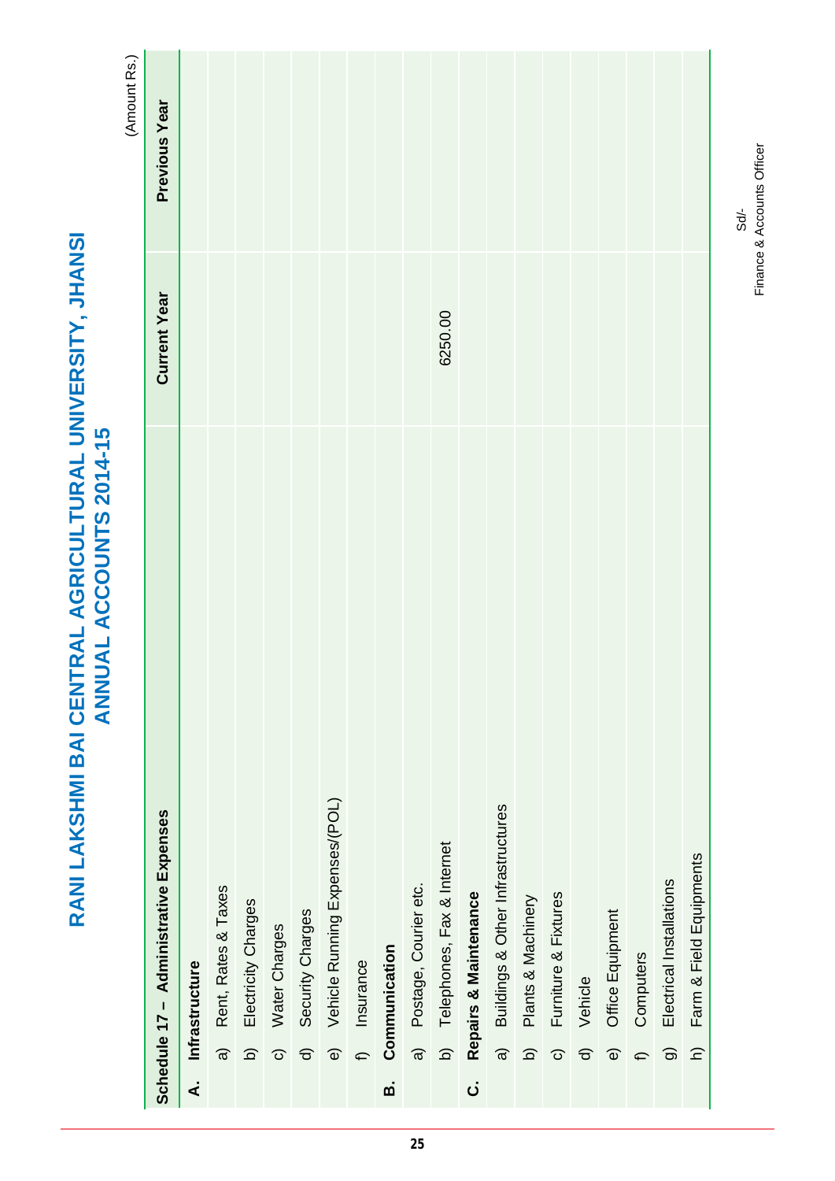# RANI LAKSHMI BAI CENTRAL AGRICULTURAL UNIVERSITY, JHANSI
## ANNUAL ACCOUNTS 2014-15

(Amount Rs.)

| Schedule 17 – Administrative Expenses | Current Year | Previous Year |
|---|---|---|
| **A. Infrastructure** | | |
| a) Rent, Rates & Taxes | | |
| b) Electricity Charges | | |
| c) Water Charges | | |
| d) Security Charges | | |
| e) Vehicle Running Expenses/(POL) | | |
| f) Insurance | | |
| **B. Communication** | | |
| a) Postage, Courier etc. | | |
| b) Telephones, Fax & Internet | 6250.00 | |
| **C. Repairs & Maintenance** | | |
| a) Buildings & Other Infrastructures | | |
| b) Plants & Machinery | | |
| c) Furniture & Fixtures | | |
| d) Vehicle | | |
| e) Office Equipment | | |
| f) Computers | | |
| g) Electrical Installations | | |
| h) Farm & Field Equipments | | |

Sd/-
Finance & Accounts Officer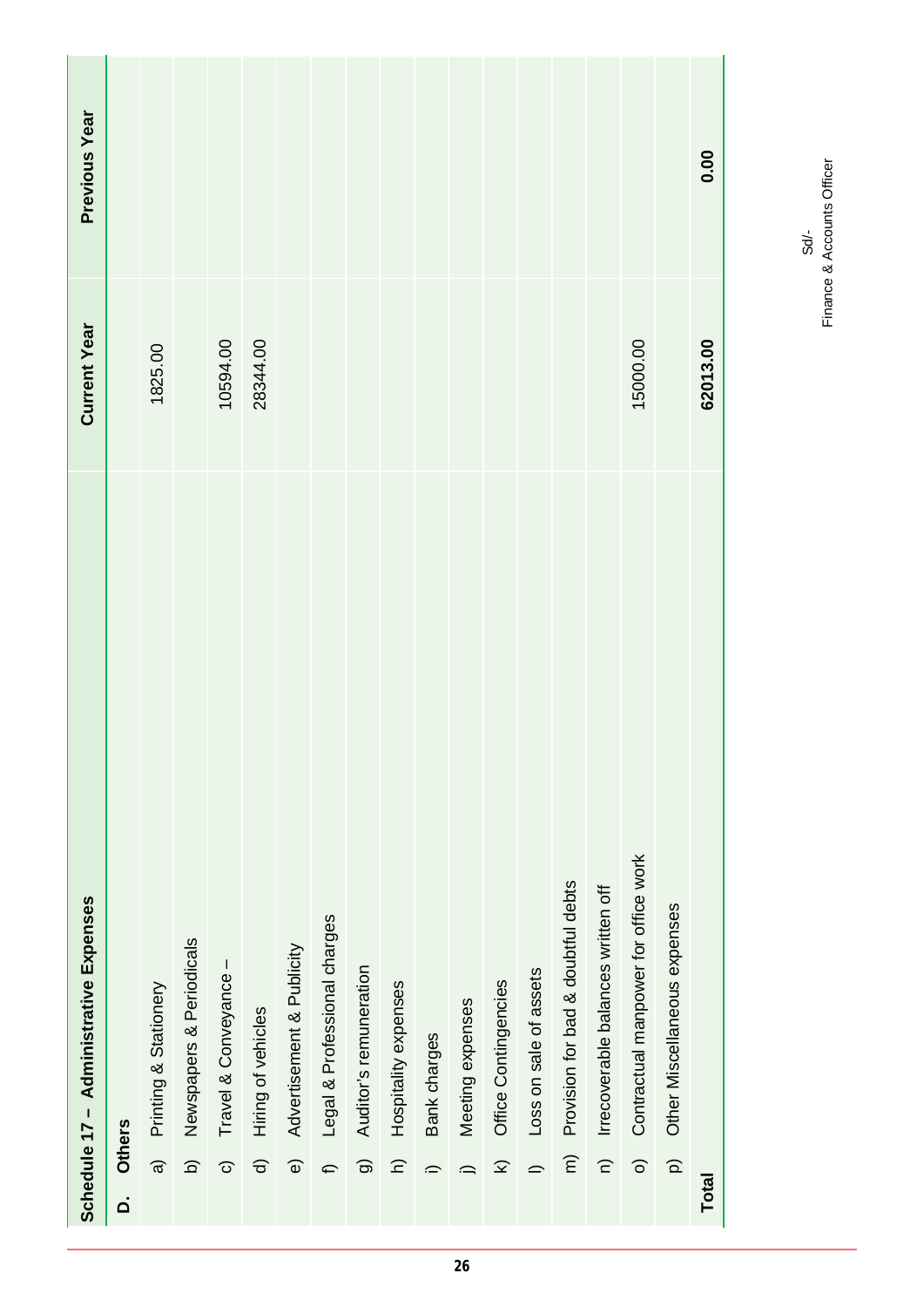| Schedule 17 – Administrative Expenses | Current Year | Previous Year |
|---|---|---|
| **D. Others** | | |
| a) Printing & Stationery | 1825.00 | |
| b) Newspapers & Periodicals | | |
| c) Travel & Conveyance – | 10594.00 | |
| d) Hiring of vehicles | 28344.00 | |
| e) Advertisement & Publicity | | |
| f) Legal & Professional charges | | |
| g) Auditor's remuneration | | |
| h) Hospitality expenses | | |
| i) Bank charges | | |
| j) Meeting expenses | | |
| k) Office Contingencies | | |
| l) Loss on sale of assets | | |
| m) Provision for bad & doubtful debts | | |
| n) Irrecoverable balances written off | | |
| o) Contractual manpower for office work | 15000.00 | |
| p) Other Miscellaneous expenses | | |
| **Total** | **62013.00** | **0.00** |

Sd/-
Finance & Accounts Officer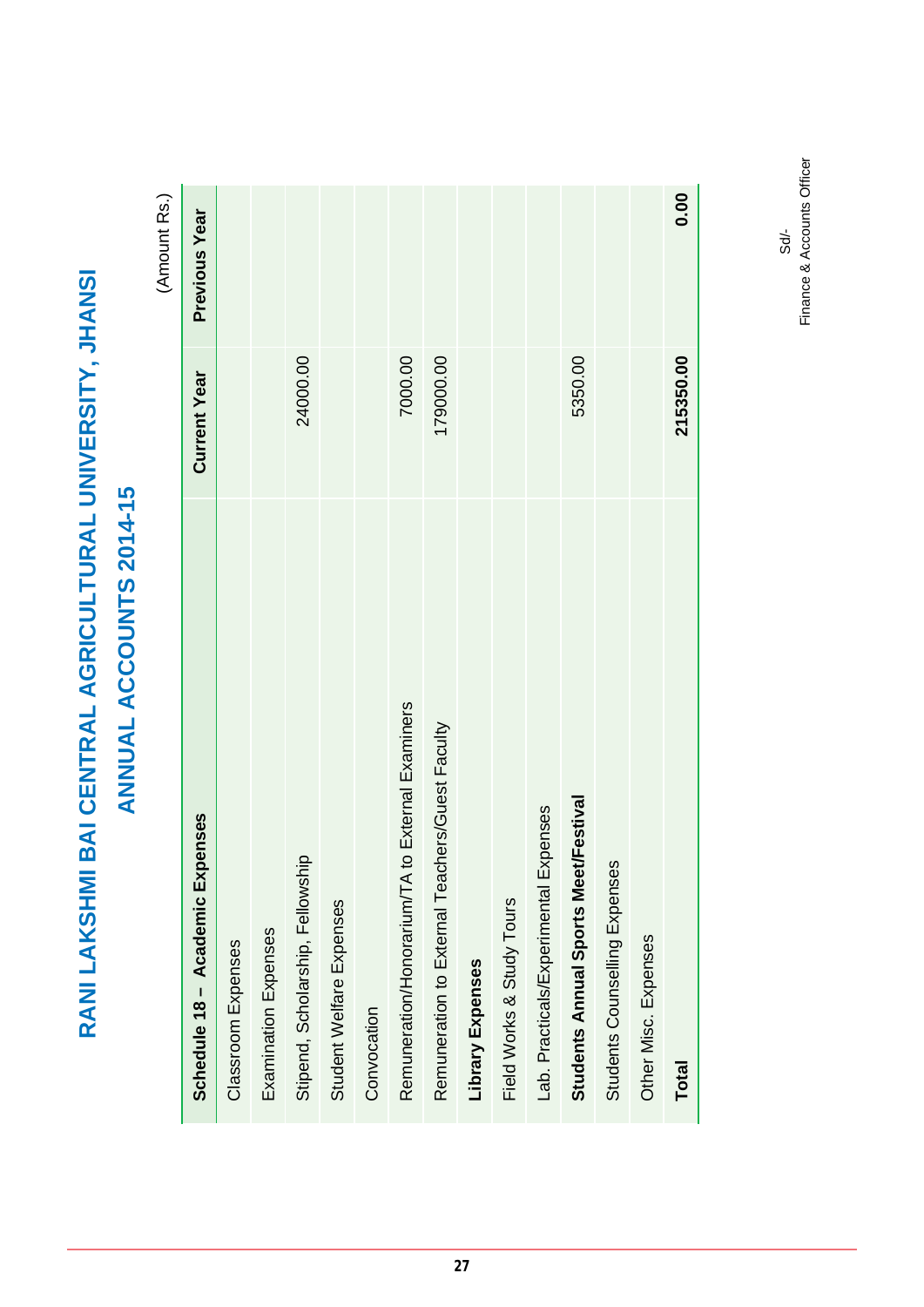# RANI LAKSHMI BAI CENTRAL AGRICULTURAL UNIVERSITY, JHANSI

## ANNUAL ACCOUNTS 2014-15

(Amount Rs.)

| **Schedule 18 – Academic Expenses** | **Current Year** | **Previous Year** |
|---|---|---|
| Classroom Expenses | | |
| Examination Expenses | | |
| Stipend, Scholarship, Fellowship | 24000.00 | |
| Student Welfare Expenses | | |
| Convocation | | |
| Remuneration/Honorarium/TA to External Examiners | 7000.00 | |
| Remuneration to External Teachers/Guest Faculty | 179000.00 | |
| **Library Expenses** | | |
| Field Works & Study Tours | | |
| Lab. Practicals/Experimental Expenses | | |
| **Students Annual Sports Meet/Festival** | 5350.00 | |
| Students Counselling Expenses | | |
| Other Misc. Expenses | | |
| **Total** | **215350.00** | **0.00** |

Sd/-
Finance & Accounts Officer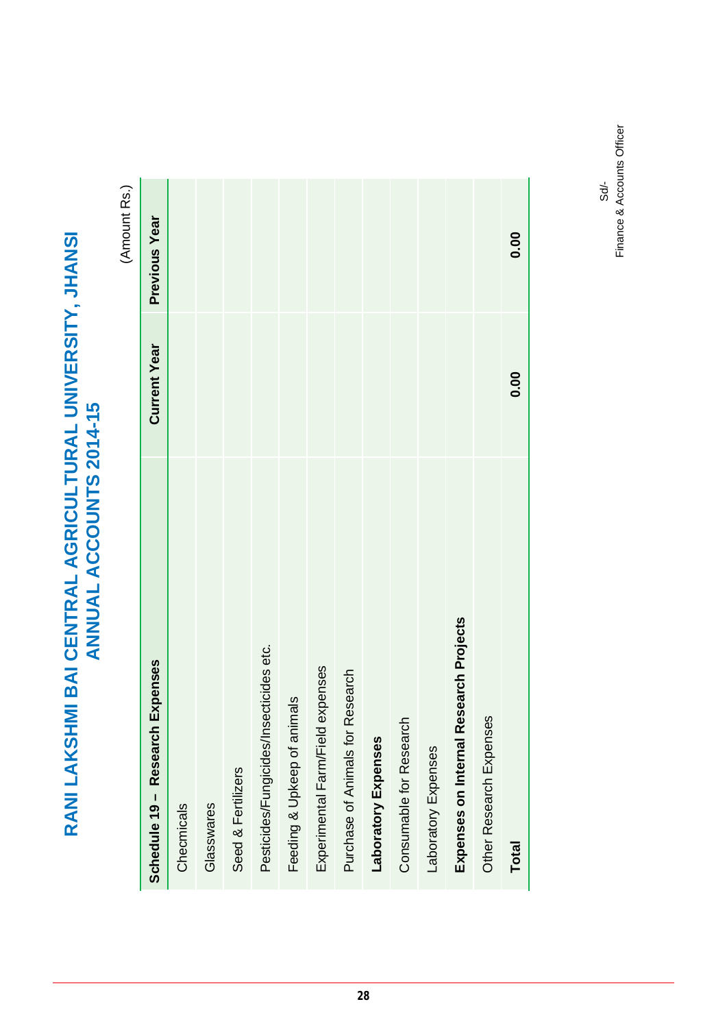# RANI LAKSHMI BAI CENTRAL AGRICULTURAL UNIVERSITY, JHANSI
## ANNUAL ACCOUNTS 2014-15

(Amount Rs.)

| Schedule 19 – Research Expenses | Current Year | Previous Year |
|---|---|---|
| Checmicals | | |
| Glasswares | | |
| Seed & Fertilizers | | |
| Pesticides/Fungicides/Insecticides etc. | | |
| Feeding & Upkeep of animals | | |
| Experimental Farm/Field expenses | | |
| Purchase of Animals for Research | | |
| **Laboratory Expenses** | | |
| Consumable for Research | | |
| Laboratory Expenses | | |
| **Expenses on Internal Research Projects** | | |
| Other Research Expenses | | |
| **Total** | **0.00** | **0.00** |

Sd/-
Finance & Accounts Officer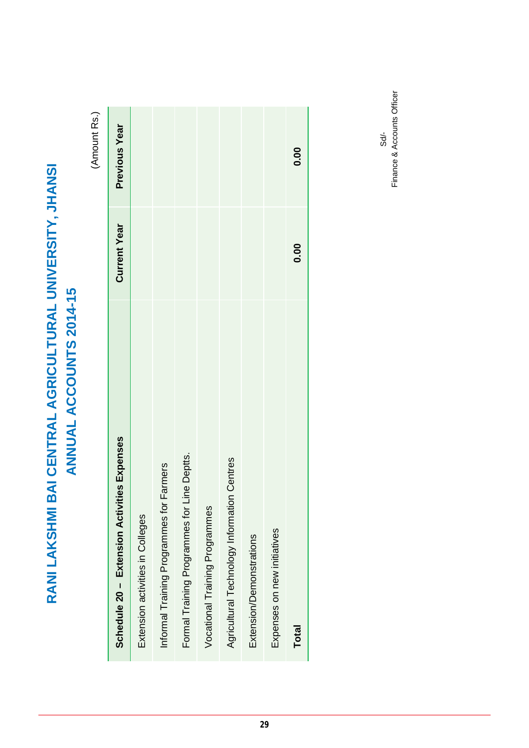# RANI LAKSHMI BAI CENTRAL AGRICULTURAL UNIVERSITY, JHANSI

## ANNUAL ACCOUNTS 2014-15

(Amount Rs.)

| Schedule 20 – Extension Activities Expenses | Current Year | Previous Year |
|---|---|---|
| Extension activities in Colleges | | |
| Informal Training Programmes for Farmers | | |
| Formal Training Programmes for Line Deptts. | | |
| Vocational Training Programmes | | |
| Agricultural Technology Information Centres | | |
| Extension/Demonstrations | | |
| Expenses on new initiatives | | |
| **Total** | **0.00** | **0.00** |

Sd/-
Finance & Accounts Officer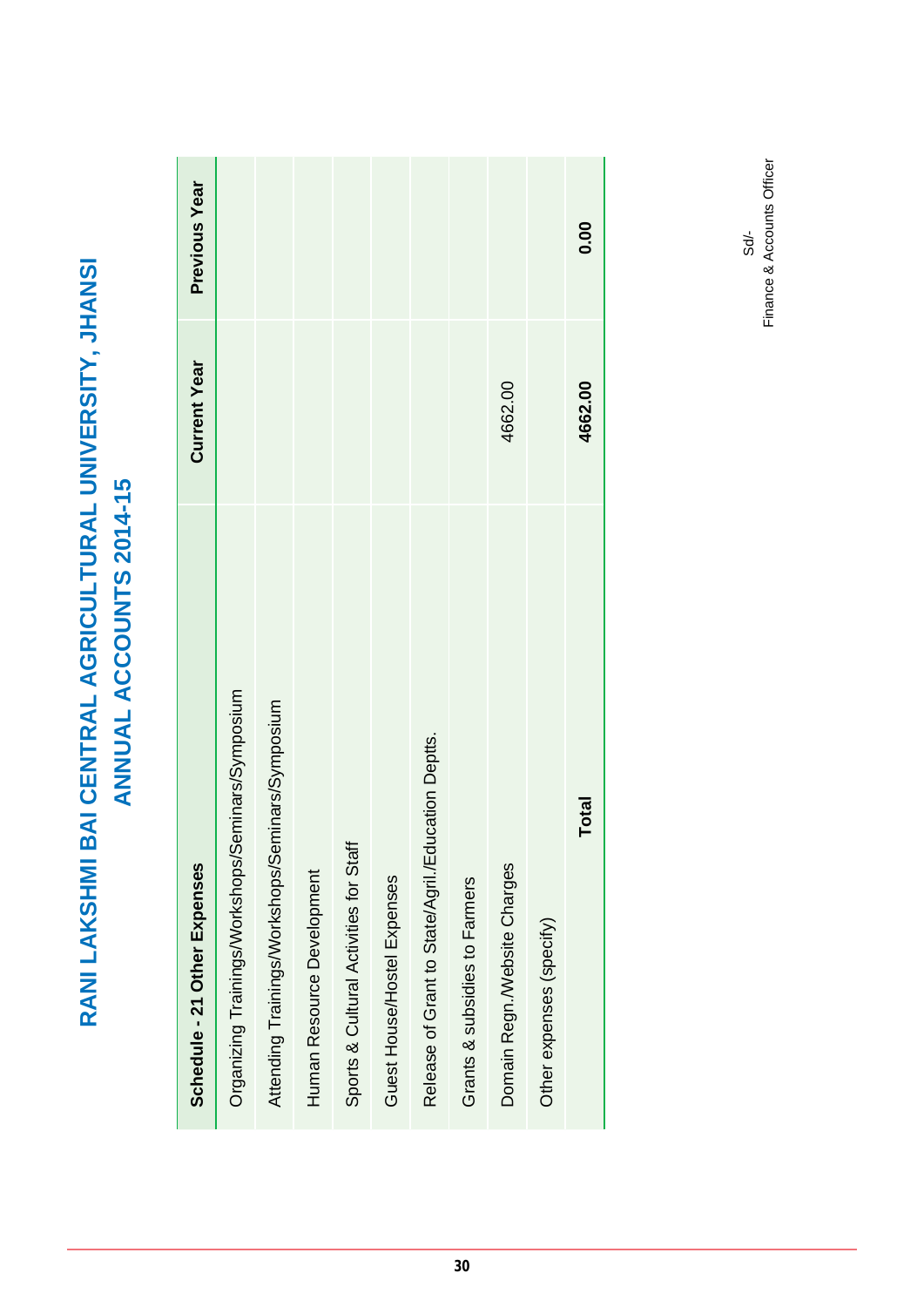# RANI LAKSHMI BAI CENTRAL AGRICULTURAL UNIVERSITY, JHANSI

## ANNUAL ACCOUNTS 2014-15

| Schedule - 21 Other Expenses | Current Year | Previous Year |
|---|---|---|
| Organizing Trainings/Workshops/Seminars/Symposium | | |
| Attending Trainings/Workshops/Seminars/Symposium | | |
| Human Resource Development | | |
| Sports & Cultural Activities for Staff | | |
| Guest House/Hostel Expenses | | |
| Release of Grant to State/Agril./Education Deptts. | | |
| Grants & subsidies to Farmers | | |
| Domain Regn./Website Charges | 4662.00 | |
| Other expenses (specify) | | |
| **Total** | **4662.00** | **0.00** |

Sd/-
Finance & Accounts Officer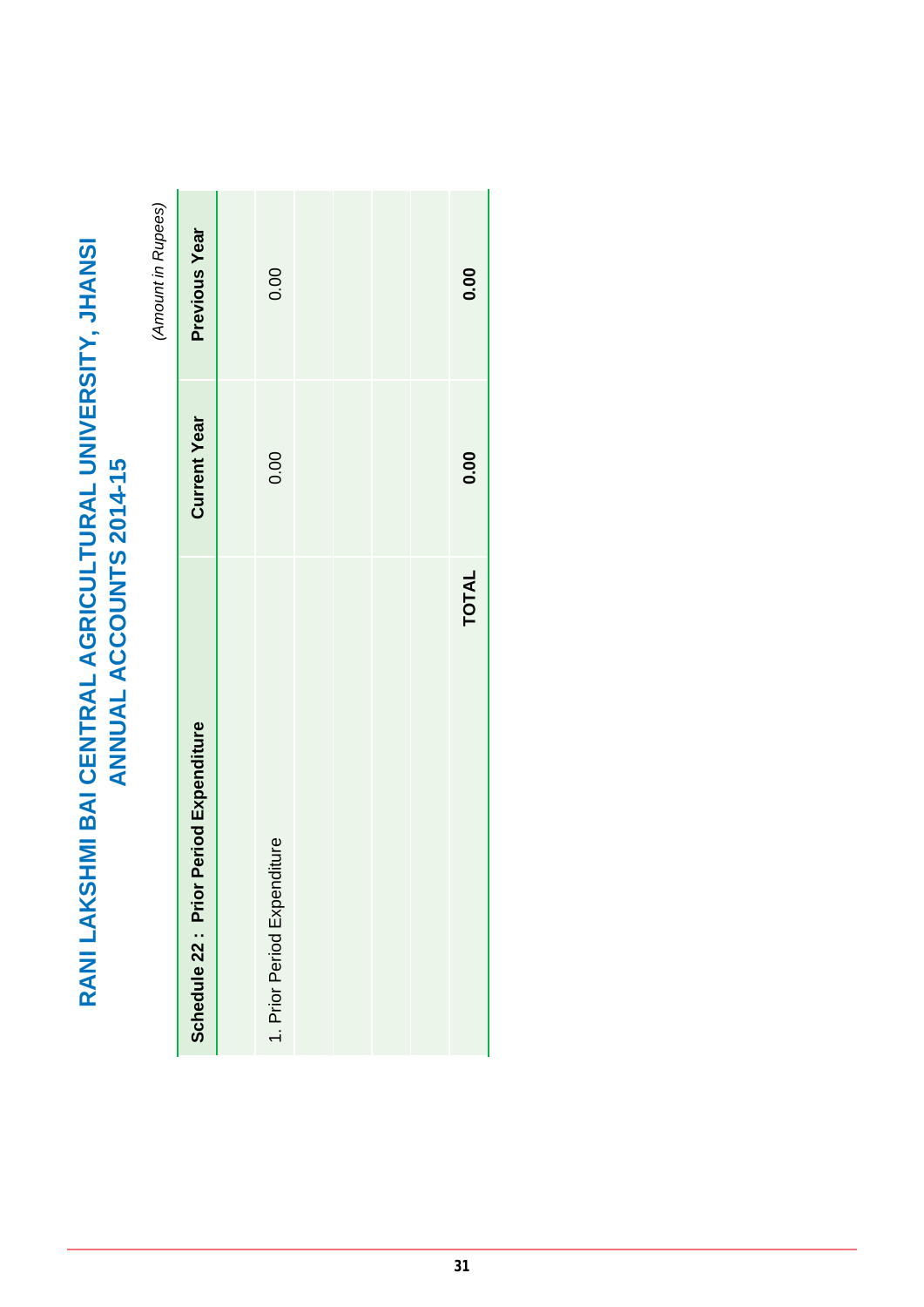# RANI LAKSHMI BAI CENTRAL AGRICULTURAL UNIVERSITY, JHANSI

## ANNUAL ACCOUNTS 2014-15

*(Amount in Rupees)*

| Schedule 22 : Prior Period Expenditure | Current Year | Previous Year |
|---|---|---|
| 1. Prior Period Expenditure | 0.00 | 0.00 |
| | | |
| | | |
| | | |
| | | |
| **TOTAL** | **0.00** | **0.00** |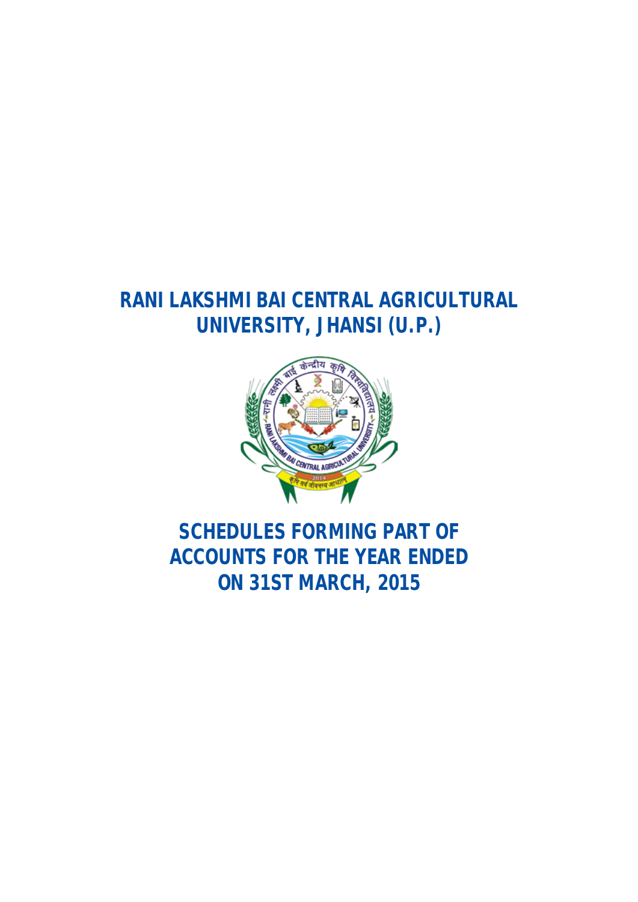# RANI LAKSHMI BAI CENTRAL AGRICULTURAL UNIVERSITY, JHANSI (U.P.)

# SCHEDULES FORMING PART OF ACCOUNTS FOR THE YEAR ENDED ON 31ST MARCH, 2015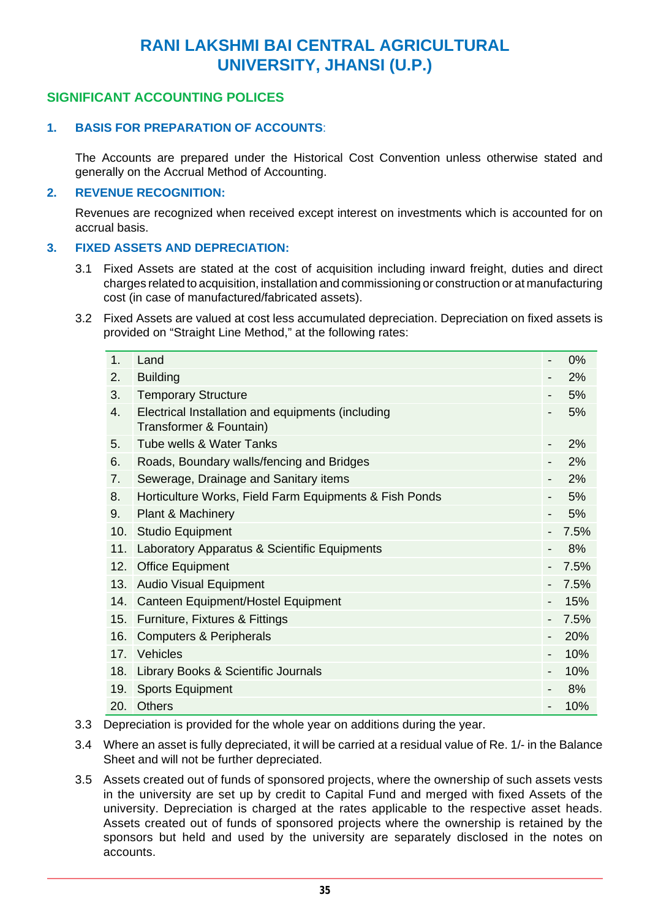# RANI LAKSHMI BAI CENTRAL AGRICULTURAL UNIVERSITY, JHANSI (U.P.)

## SIGNIFICANT ACCOUNTING POLICES

### 1. BASIS FOR PREPARATION OF ACCOUNTS:

The Accounts are prepared under the Historical Cost Convention unless otherwise stated and generally on the Accrual Method of Accounting.

### 2. REVENUE RECOGNITION:

Revenues are recognized when received except interest on investments which is accounted for on accrual basis.

### 3. FIXED ASSETS AND DEPRECIATION:

3.1 Fixed Assets are stated at the cost of acquisition including inward freight, duties and direct charges related to acquisition, installation and commissioning or construction or at manufacturing cost (in case of manufactured/fabricated assets).

3.2 Fixed Assets are valued at cost less accumulated depreciation. Depreciation on fixed assets is provided on "Straight Line Method," at the following rates:

| | | | |
|---|---|---|---|
| 1. | Land | - | 0% |
| 2. | Building | - | 2% |
| 3. | Temporary Structure | - | 5% |
| 4. | Electrical Installation and equipments (including Transformer & Fountain) | - | 5% |
| 5. | Tube wells & Water Tanks | - | 2% |
| 6. | Roads, Boundary walls/fencing and Bridges | - | 2% |
| 7. | Sewerage, Drainage and Sanitary items | - | 2% |
| 8. | Horticulture Works, Field Farm Equipments & Fish Ponds | - | 5% |
| 9. | Plant & Machinery | - | 5% |
| 10. | Studio Equipment | - | 7.5% |
| 11. | Laboratory Apparatus & Scientific Equipments | - | 8% |
| 12. | Office Equipment | - | 7.5% |
| 13. | Audio Visual Equipment | - | 7.5% |
| 14. | Canteen Equipment/Hostel Equipment | - | 15% |
| 15. | Furniture, Fixtures & Fittings | - | 7.5% |
| 16. | Computers & Peripherals | - | 20% |
| 17. | Vehicles | - | 10% |
| 18. | Library Books & Scientific Journals | - | 10% |
| 19. | Sports Equipment | - | 8% |
| 20. | Others | - | 10% |

3.3 Depreciation is provided for the whole year on additions during the year.

3.4 Where an asset is fully depreciated, it will be carried at a residual value of Re. 1/- in the Balance Sheet and will not be further depreciated.

3.5 Assets created out of funds of sponsored projects, where the ownership of such assets vests in the university are set up by credit to Capital Fund and merged with fixed Assets of the university. Depreciation is charged at the rates applicable to the respective asset heads. Assets created out of funds of sponsored projects where the ownership is retained by the sponsors but held and used by the university are separately disclosed in the notes on accounts.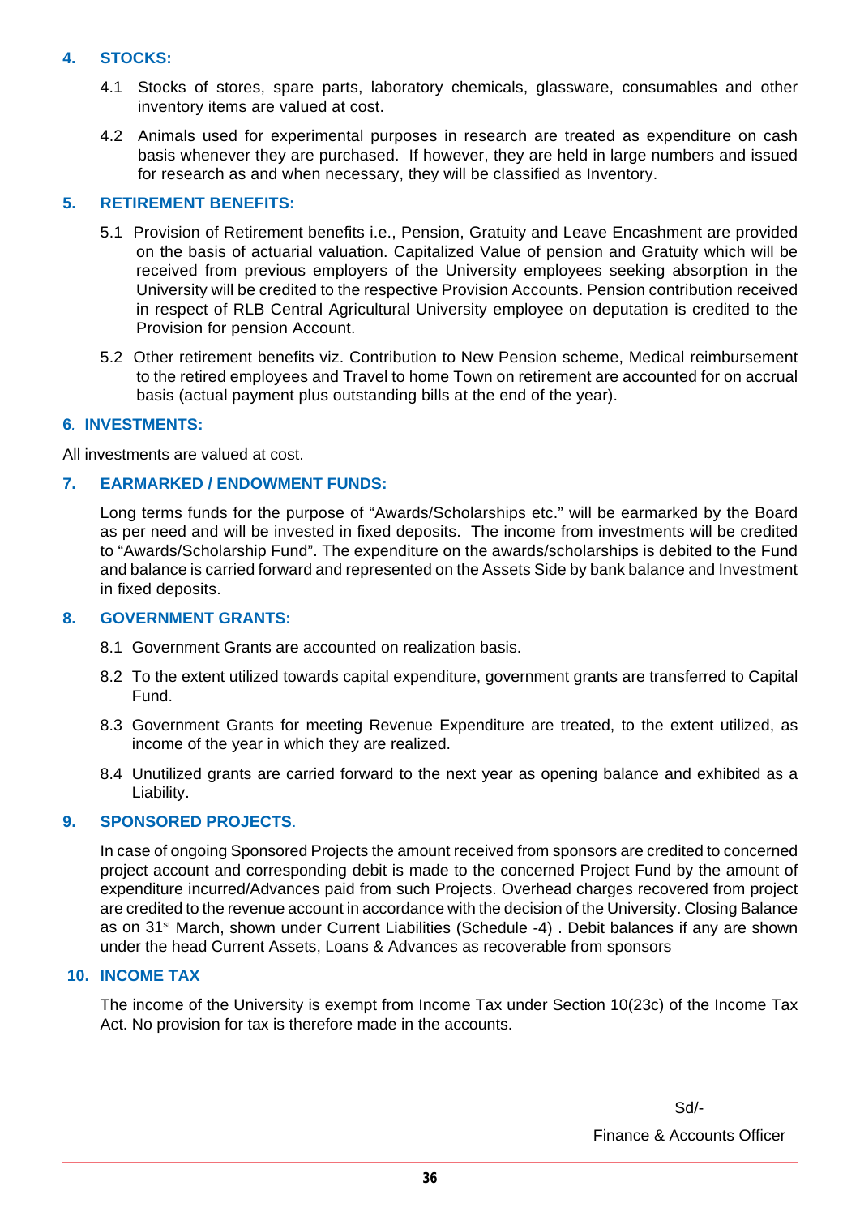## 4. STOCKS:

4.1 Stocks of stores, spare parts, laboratory chemicals, glassware, consumables and other inventory items are valued at cost.

4.2 Animals used for experimental purposes in research are treated as expenditure on cash basis whenever they are purchased. If however, they are held in large numbers and issued for research as and when necessary, they will be classified as Inventory.

## 5. RETIREMENT BENEFITS:

5.1 Provision of Retirement benefits i.e., Pension, Gratuity and Leave Encashment are provided on the basis of actuarial valuation. Capitalized Value of pension and Gratuity which will be received from previous employers of the University employees seeking absorption in the University will be credited to the respective Provision Accounts. Pension contribution received in respect of RLB Central Agricultural University employee on deputation is credited to the Provision for pension Account.

5.2 Other retirement benefits viz. Contribution to New Pension scheme, Medical reimbursement to the retired employees and Travel to home Town on retirement are accounted for on accrual basis (actual payment plus outstanding bills at the end of the year).

## 6. INVESTMENTS:

All investments are valued at cost.

## 7. EARMARKED / ENDOWMENT FUNDS:

Long terms funds for the purpose of "Awards/Scholarships etc." will be earmarked by the Board as per need and will be invested in fixed deposits. The income from investments will be credited to "Awards/Scholarship Fund". The expenditure on the awards/scholarships is debited to the Fund and balance is carried forward and represented on the Assets Side by bank balance and Investment in fixed deposits.

## 8. GOVERNMENT GRANTS:

8.1 Government Grants are accounted on realization basis.

8.2 To the extent utilized towards capital expenditure, government grants are transferred to Capital Fund.

8.3 Government Grants for meeting Revenue Expenditure are treated, to the extent utilized, as income of the year in which they are realized.

8.4 Unutilized grants are carried forward to the next year as opening balance and exhibited as a Liability.

## 9. SPONSORED PROJECTS.

In case of ongoing Sponsored Projects the amount received from sponsors are credited to concerned project account and corresponding debit is made to the concerned Project Fund by the amount of expenditure incurred/Advances paid from such Projects. Overhead charges recovered from project are credited to the revenue account in accordance with the decision of the University. Closing Balance as on 31st March, shown under Current Liabilities (Schedule -4) . Debit balances if any are shown under the head Current Assets, Loans & Advances as recoverable from sponsors

## 10. INCOME TAX

The income of the University is exempt from Income Tax under Section 10(23c) of the Income Tax Act. No provision for tax is therefore made in the accounts.

Sd/-

Finance & Accounts Officer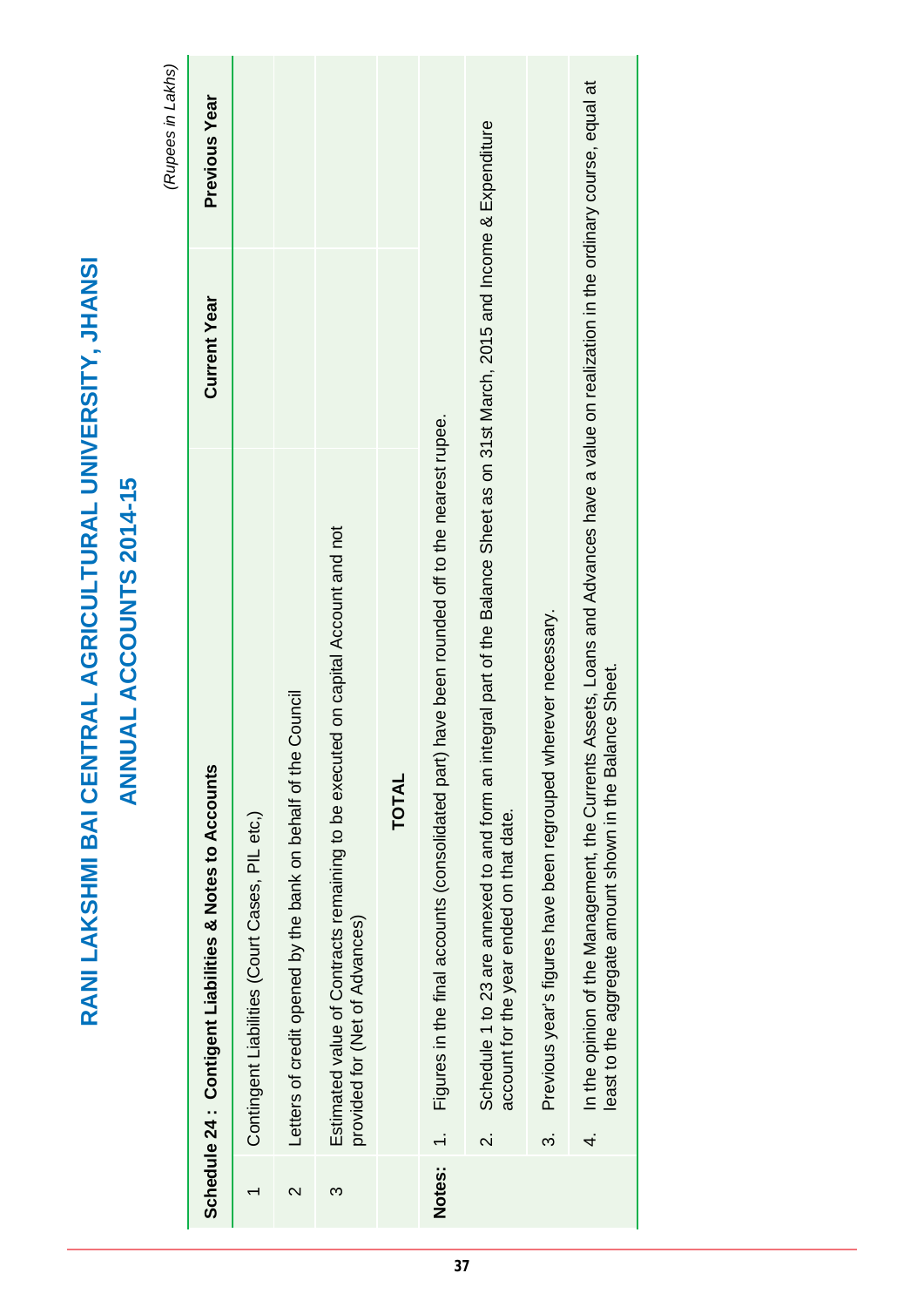# RANI LAKSHMI BAI CENTRAL AGRICULTURAL UNIVERSITY, JHANSI

## ANNUAL ACCOUNTS 2014-15

*(Rupees in Lakhs)*

| Schedule 24 : Contigent Liabilities & Notes to Accounts | | Current Year | Previous Year |
|---|---|---|---|
| 1 | Contingent Liabilities (Court Cases, PIL etc,) | | |
| 2 | Letters of credit opened by the bank on behalf of the Council | | |
| 3 | Estimated value of Contracts remaining to be executed on capital Account and not provided for (Net of Advances) | | |
| | **TOTAL** | | |

**Notes:**

1. Figures in the final accounts (consolidated part) have been rounded off to the nearest rupee.
2. Schedule 1 to 23 are annexed to and form an integral part of the Balance Sheet as on 31st March, 2015 and Income & Expenditure account for the year ended on that date.
3. Previous year's figures have been regrouped wherever necessary.
4. In the opinion of the Management, the Currents Assets, Loans and Advances have a value on realization in the ordinary course, equal at least to the aggregate amount shown in the Balance Sheet.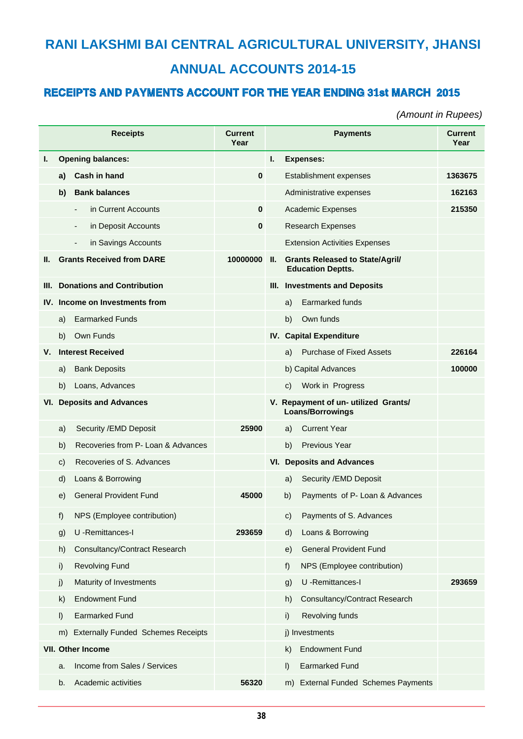# RANI LAKSHMI BAI CENTRAL AGRICULTURAL UNIVERSITY, JHANSI

## ANNUAL ACCOUNTS 2014-15

### RECEIPTS AND PAYMENTS ACCOUNT FOR THE YEAR ENDING 31st MARCH 2015

*(Amount in Rupees)*

| Receipts | Current Year | Payments | Current Year |
|---|---|---|---|
| **I. Opening balances:** | | **I. Expenses:** | |
| **a) Cash in hand** | 0 | Establishment expenses | 1363675 |
| **b) Bank balances** | | Administrative expenses | 162163 |
| - in Current Accounts | 0 | Academic Expenses | 215350 |
| - in Deposit Accounts | 0 | Research Expenses | |
| - in Savings Accounts | | Extension Activities Expenses | |
| **II. Grants Received from DARE** | 10000000 | **II. Grants Released to State/Agril/ Education Deptts.** | |
| **III. Donations and Contribution** | | **III. Investments and Deposits** | |
| **IV. Income on Investments from** | | a) Earmarked funds | |
| a) Earmarked Funds | | b) Own funds | |
| b) Own Funds | | **IV. Capital Expenditure** | |
| **V. Interest Received** | | a) Purchase of Fixed Assets | 226164 |
| a) Bank Deposits | | b) Capital Advances | 100000 |
| b) Loans, Advances | | c) Work in Progress | |
| **VI. Deposits and Advances** | | **V. Repayment of un- utilized Grants/ Loans/Borrowings** | |
| a) Security /EMD Deposit | 25900 | a) Current Year | |
| b) Recoveries from P- Loan & Advances | | b) Previous Year | |
| c) Recoveries of S. Advances | | **VI. Deposits and Advances** | |
| d) Loans & Borrowing | | a) Security /EMD Deposit | |
| e) General Provident Fund | 45000 | b) Payments of P- Loan & Advances | |
| f) NPS (Employee contribution) | | c) Payments of S. Advances | |
| g) U -Remittances-I | 293659 | d) Loans & Borrowing | |
| h) Consultancy/Contract Research | | e) General Provident Fund | |
| i) Revolving Fund | | f) NPS (Employee contribution) | |
| j) Maturity of Investments | | g) U -Remittances-I | 293659 |
| k) Endowment Fund | | h) Consultancy/Contract Research | |
| l) Earmarked Fund | | i) Revolving funds | |
| m) Externally Funded Schemes Receipts | | j) Investments | |
| **VII. Other Income** | | k) Endowment Fund | |
| a. Income from Sales / Services | | l) Earmarked Fund | |
| b. Academic activities | 56320 | m) External Funded Schemes Payments | |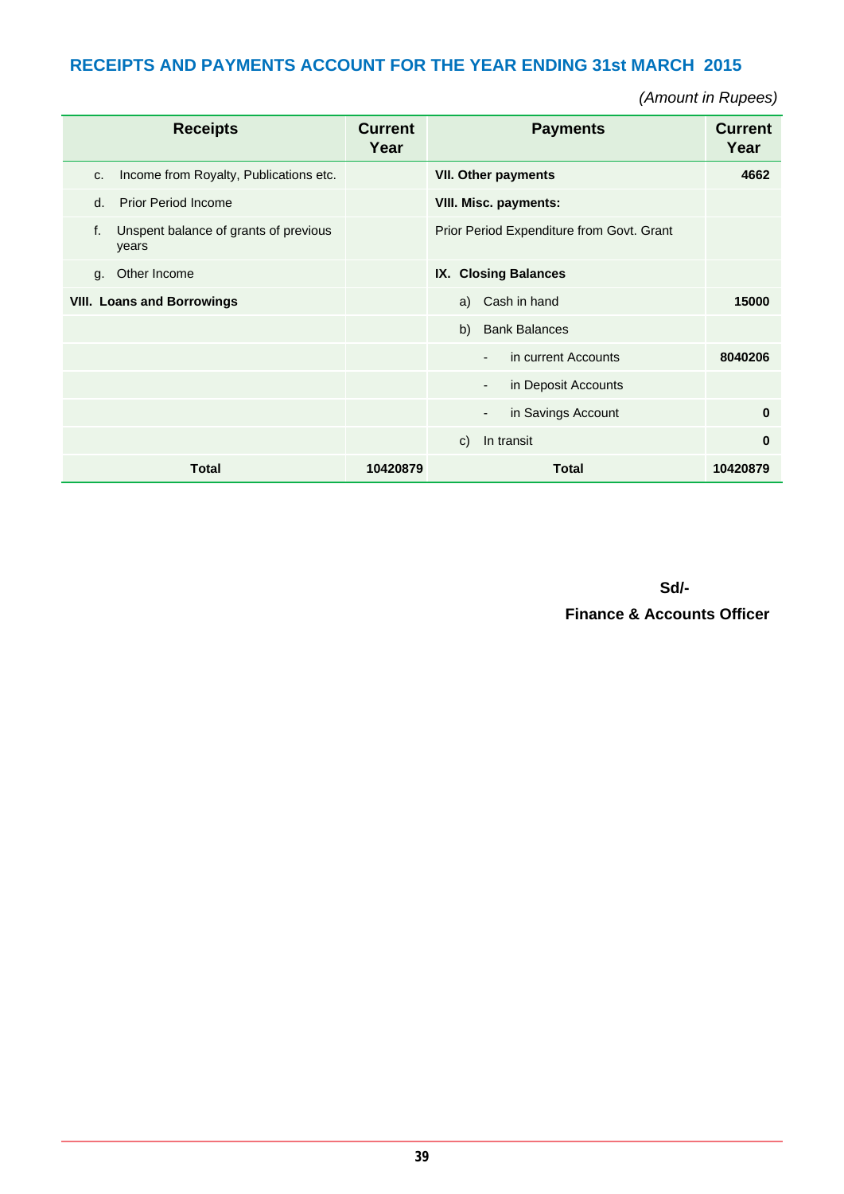## RECEIPTS AND PAYMENTS ACCOUNT FOR THE YEAR ENDING 31st MARCH 2015

*(Amount in Rupees)*

| Receipts | Current Year | Payments | Current Year |
|---|---|---|---|
| c. Income from Royalty, Publications etc. | | **VII. Other payments** | **4662** |
| d. Prior Period Income | | **VIII. Misc. payments:** | |
| f. Unspent balance of grants of previous years | | Prior Period Expenditure from Govt. Grant | |
| g. Other Income | | **IX. Closing Balances** | |
| **VIII. Loans and Borrowings** | | a) Cash in hand | **15000** |
| | | b) Bank Balances | |
| | | - in current Accounts | **8040206** |
| | | - in Deposit Accounts | |
| | | - in Savings Account | **0** |
| | | c) In transit | **0** |
| **Total** | **10420879** | **Total** | **10420879** |

**Sd/-**

**Finance & Accounts Officer**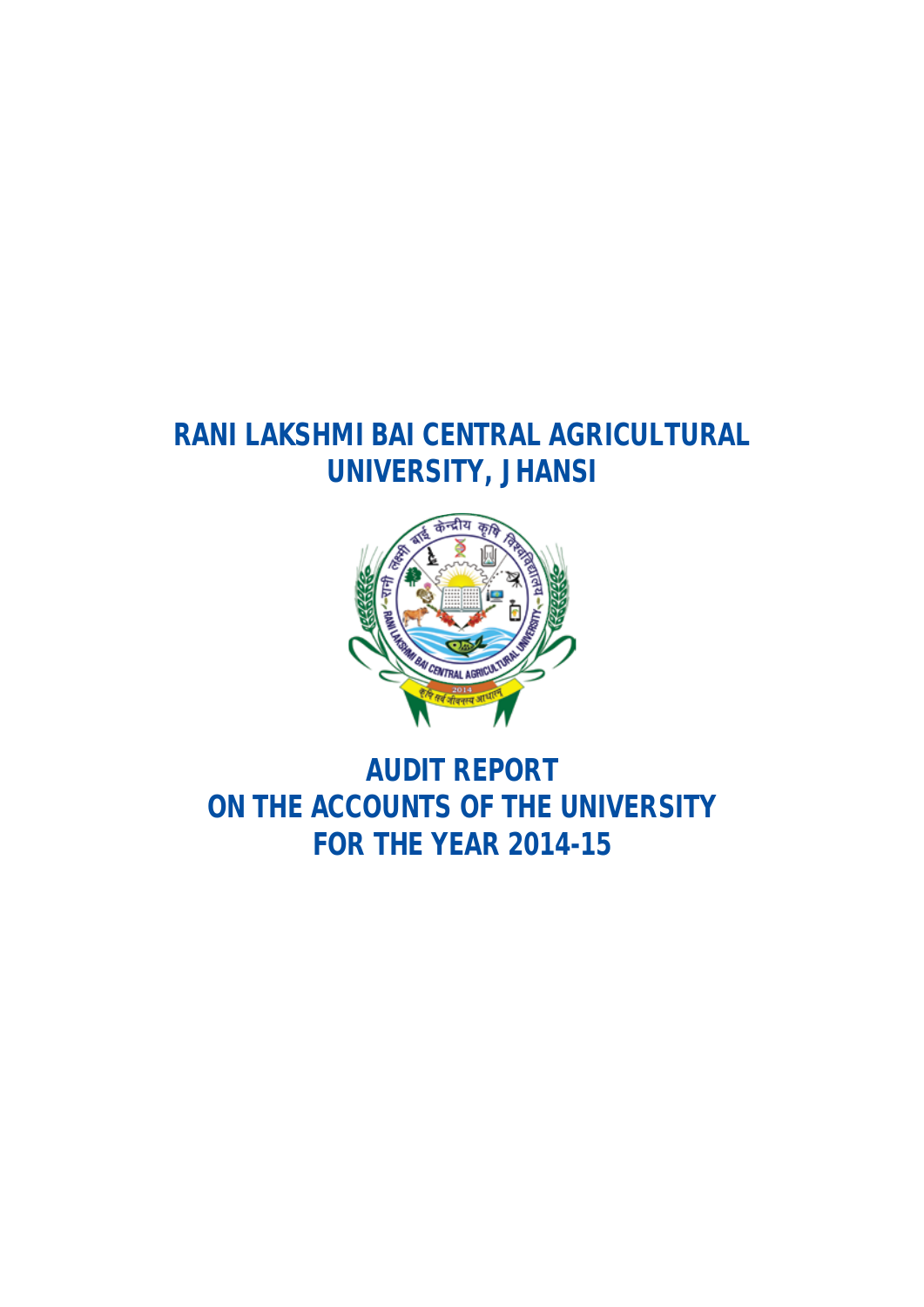# RANI LAKSHMI BAI CENTRAL AGRICULTURAL UNIVERSITY, JHANSI

# AUDIT REPORT
# ON THE ACCOUNTS OF THE UNIVERSITY
# FOR THE YEAR 2014-15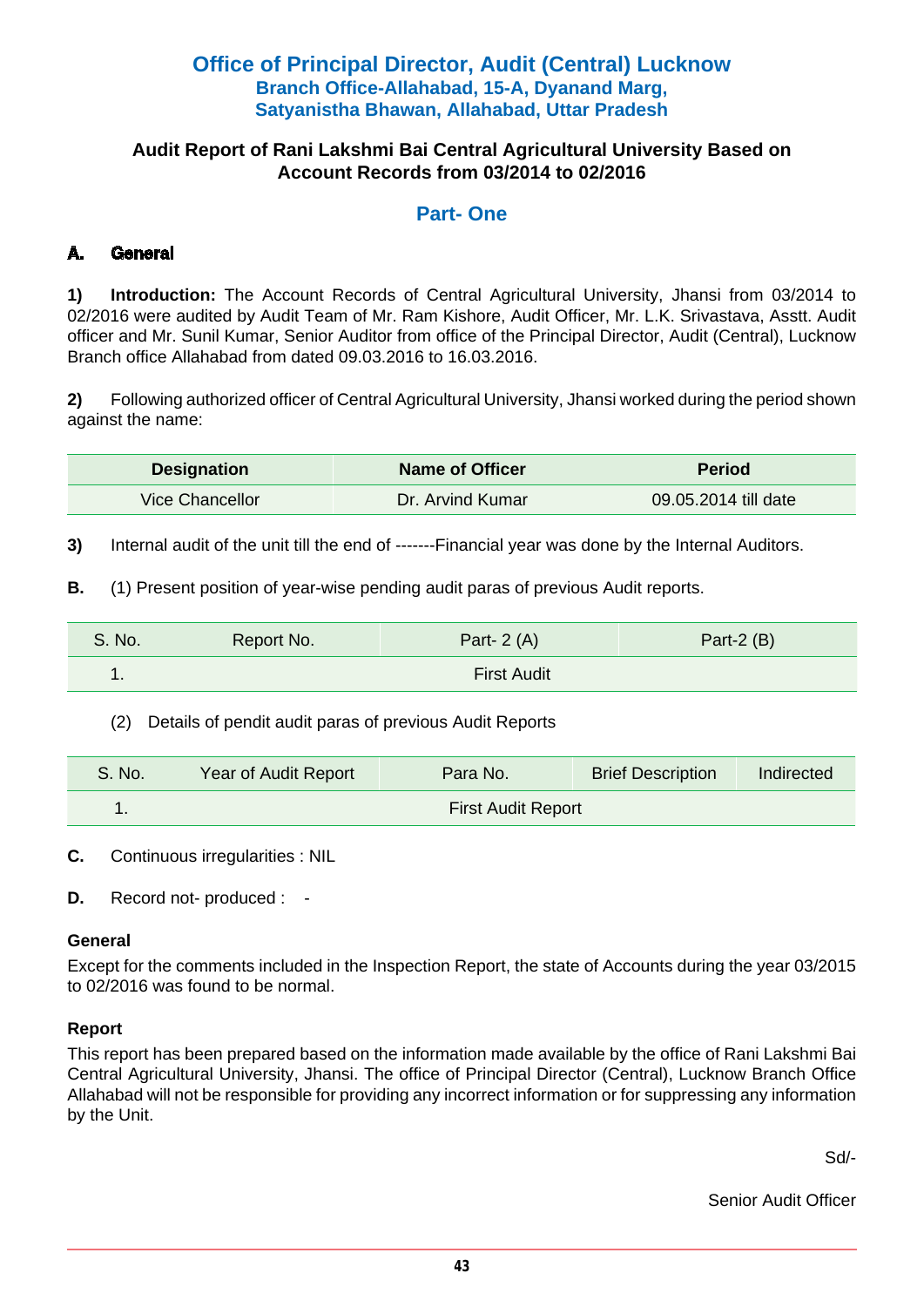# Office of Principal Director, Audit (Central) Lucknow
### Branch Office-Allahabad, 15-A, Dyanand Marg, Satyanistha Bhawan, Allahabad, Uttar Pradesh

**Audit Report of Rani Lakshmi Bai Central Agricultural University Based on Account Records from 03/2014 to 02/2016**

## Part- One

### A. General

**1) Introduction:** The Account Records of Central Agricultural University, Jhansi from 03/2014 to 02/2016 were audited by Audit Team of Mr. Ram Kishore, Audit Officer, Mr. L.K. Srivastava, Asstt. Audit officer and Mr. Sunil Kumar, Senior Auditor from office of the Principal Director, Audit (Central), Lucknow Branch office Allahabad from dated 09.03.2016 to 16.03.2016.

**2)** Following authorized officer of Central Agricultural University, Jhansi worked during the period shown against the name:

| Designation | Name of Officer | Period |
|---|---|---|
| Vice Chancellor | Dr. Arvind Kumar | 09.05.2014 till date |

**3)** Internal audit of the unit till the end of -------Financial year was done by the Internal Auditors.

**B.** (1) Present position of year-wise pending audit paras of previous Audit reports.

| S. No. | Report No. | Part- 2 (A) | Part-2 (B) |
|---|---|---|---|
| 1. | First Audit | | |

(2) Details of pendit audit paras of previous Audit Reports

| S. No. | Year of Audit Report | Para No. | Brief Description | Indirected |
|---|---|---|---|---|
| 1. | First Audit Report | | | |

**C.** Continuous irregularities : NIL

**D.** Record not- produced : -

**General**

Except for the comments included in the Inspection Report, the state of Accounts during the year 03/2015 to 02/2016 was found to be normal.

**Report**

This report has been prepared based on the information made available by the office of Rani Lakshmi Bai Central Agricultural University, Jhansi. The office of Principal Director (Central), Lucknow Branch Office Allahabad will not be responsible for providing any incorrect information or for suppressing any information by the Unit.

Sd/-

Senior Audit Officer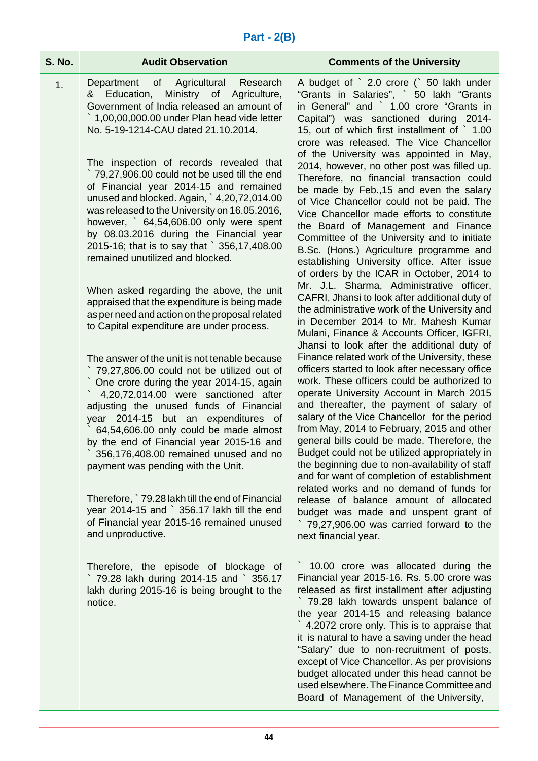## Part - 2(B)

| S. No. | Audit Observation | Comments of the University |
|---|---|---|
| 1. | Department of Agricultural Research & Education, Ministry of Agriculture, Government of India released an amount of ` 1,00,00,000.00 under Plan head vide letter No. 5-19-1214-CAU dated 21.10.2014.<br><br>The inspection of records revealed that ` 79,27,906.00 could not be used till the end of Financial year 2014-15 and remained unused and blocked. Again, ` 4,20,72,014.00 was released to the University on 16.05.2016, however, ` 64,54,606.00 only were spent by 08.03.2016 during the Financial year 2015-16; that is to say that ` 356,17,408.00 remained unutilized and blocked.<br><br>When asked regarding the above, the unit appraised that the expenditure is being made as per need and action on the proposal related to Capital expenditure are under process.<br><br>The answer of the unit is not tenable because ` 79,27,806.00 could not be utilized out of ` One crore during the year 2014-15, again ` 4,20,72,014.00 were sanctioned after adjusting the unused funds of Financial year 2014-15 but an expenditures of ` 64,54,606.00 only could be made almost by the end of Financial year 2015-16 and ` 356,176,408.00 remained unused and no payment was pending with the Unit.<br><br>Therefore, ` 79.28 lakh till the end of Financial year 2014-15 and ` 356.17 lakh till the end of Financial year 2015-16 remained unused and unproductive.<br><br>Therefore, the episode of blockage of ` 79.28 lakh during 2014-15 and ` 356.17 lakh during 2015-16 is being brought to the notice. | A budget of ` 2.0 crore (` 50 lakh under "Grants in Salaries", ` 50 lakh "Grants in General" and ` 1.00 crore "Grants in Capital") was sanctioned during 2014-15, out of which first installment of ` 1.00 crore was released. The Vice Chancellor of the University was appointed in May, 2014, however, no other post was filled up. Therefore, no financial transaction could be made by Feb.,15 and even the salary of Vice Chancellor could not be paid. The Vice Chancellor made efforts to constitute the Board of Management and Finance Committee of the University and to initiate B.Sc. (Hons.) Agriculture programme and establishing University office. After issue of orders by the ICAR in October, 2014 to Mr. J.L. Sharma, Administrative officer, CAFRI, Jhansi to look after additional duty of the administrative work of the University and in December 2014 to Mr. Mahesh Kumar Mulani, Finance & Accounts Officer, IGFRI, Jhansi to look after the additional duty of Finance related work of the University, these officers started to look after necessary office work. These officers could be authorized to operate University Account in March 2015 and thereafter, the payment of salary of salary of the Vice Chancellor for the period from May, 2014 to February, 2015 and other general bills could be made. Therefore, the Budget could not be utilized appropriately in the beginning due to non-availability of staff and for want of completion of establishment related works and no demand of funds for release of balance amount of allocated budget was made and unspent grant of ` 79,27,906.00 was carried forward to the next financial year.<br><br>` 10.00 crore was allocated during the Financial year 2015-16. Rs. 5.00 crore was released as first installment after adjusting ` 79.28 lakh towards unspent balance of the year 2014-15 and releasing balance ` 4.2072 crore only. This is to appraise that it is natural to have a saving under the head "Salary" due to non-recruitment of posts, except of Vice Chancellor. As per provisions budget allocated under this head cannot be used elsewhere. The Finance Committee and Board of Management of the University, |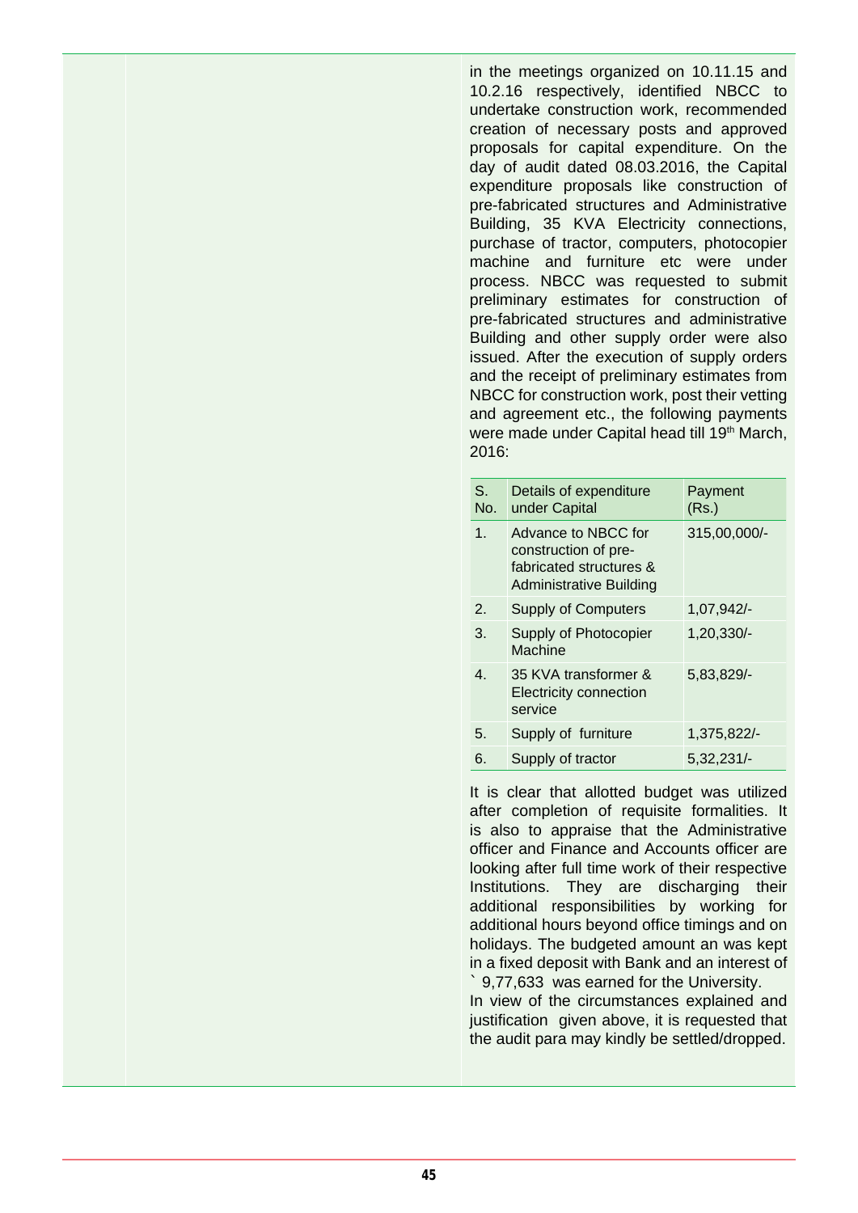in the meetings organized on 10.11.15 and 10.2.16 respectively, identified NBCC to undertake construction work, recommended creation of necessary posts and approved proposals for capital expenditure. On the day of audit dated 08.03.2016, the Capital expenditure proposals like construction of pre-fabricated structures and Administrative Building, 35 KVA Electricity connections, purchase of tractor, computers, photocopier machine and furniture etc were under process. NBCC was requested to submit preliminary estimates for construction of pre-fabricated structures and administrative Building and other supply order were also issued. After the execution of supply orders and the receipt of preliminary estimates from NBCC for construction work, post their vetting and agreement etc., the following payments were made under Capital head till 19th March, 2016:

| S. No. | Details of expenditure under Capital | Payment (Rs.) |
|---|---|---|
| 1. | Advance to NBCC for construction of pre-fabricated structures & Administrative Building | 315,00,000/- |
| 2. | Supply of Computers | 1,07,942/- |
| 3. | Supply of Photocopier Machine | 1,20,330/- |
| 4. | 35 KVA transformer & Electricity connection service | 5,83,829/- |
| 5. | Supply of furniture | 1,375,822/- |
| 6. | Supply of tractor | 5,32,231/- |

It is clear that allotted budget was utilized after completion of requisite formalities. It is also to appraise that the Administrative officer and Finance and Accounts officer are looking after full time work of their respective Institutions. They are discharging their additional responsibilities by working for additional hours beyond office timings and on holidays. The budgeted amount an was kept in a fixed deposit with Bank and an interest of ` 9,77,633 was earned for the University.

In view of the circumstances explained and justification given above, it is requested that the audit para may kindly be settled/dropped.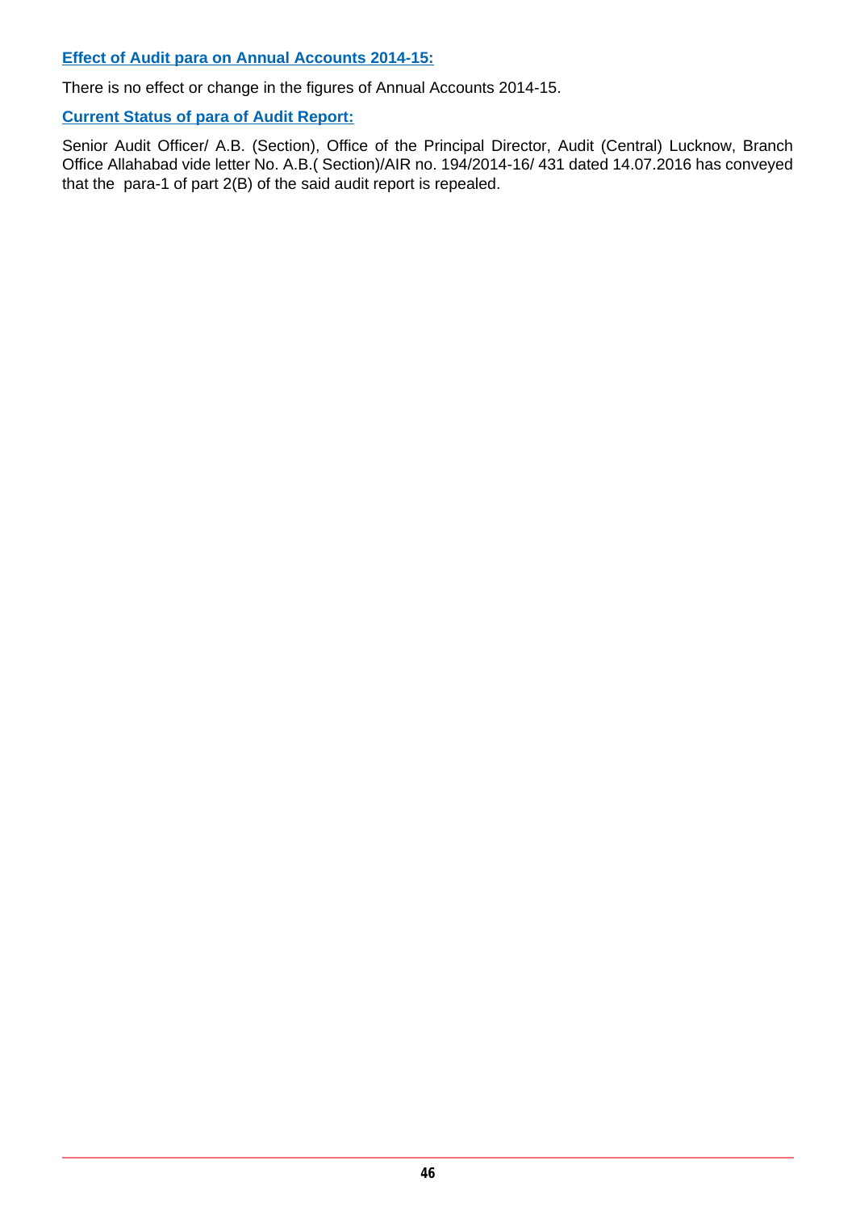**Effect of Audit para on Annual Accounts 2014-15:**

There is no effect or change in the figures of Annual Accounts 2014-15.

**Current Status of para of Audit Report:**

Senior Audit Officer/ A.B. (Section), Office of the Principal Director, Audit (Central) Lucknow, Branch Office Allahabad vide letter No. A.B.( Section)/AIR no. 194/2014-16/ 431 dated 14.07.2016 has conveyed that the para-1 of part 2(B) of the said audit report is repealed.